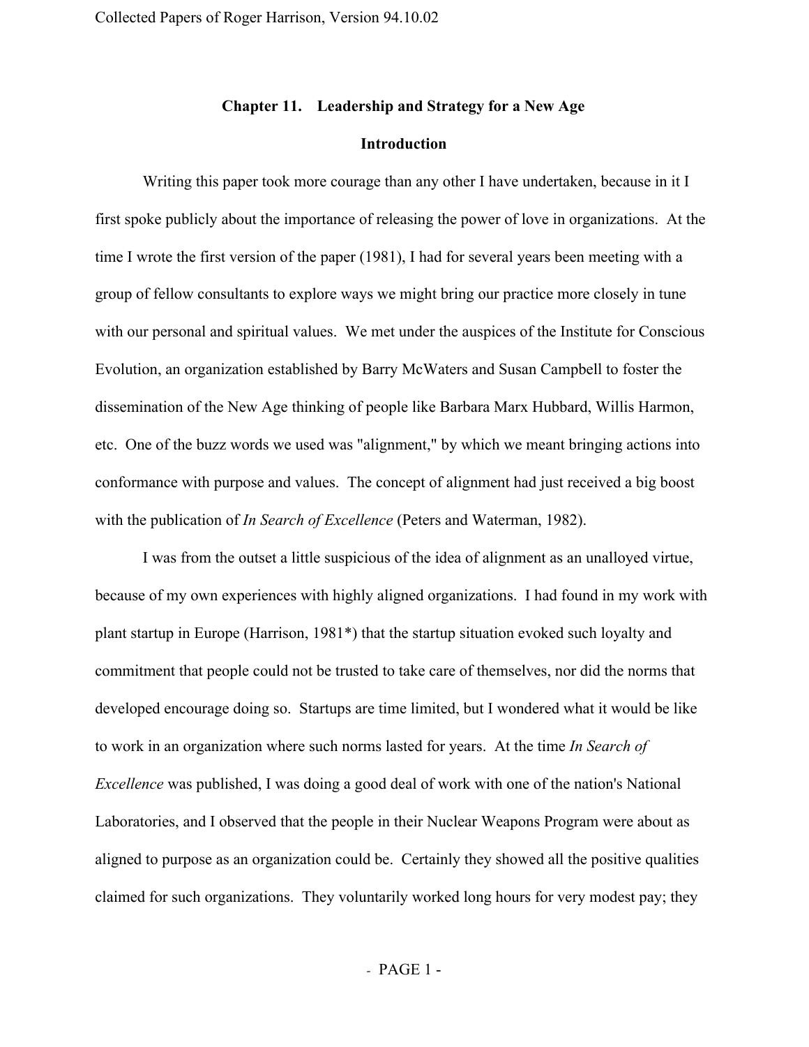# Chapter 11. Leadership and Strategy for a New Age

## Introduction

Writing this paper took more courage than any other I have undertaken, because in it I first spoke publicly about the importance of releasing the power of love in organizations. At the time I wrote the first version of the paper (1981), I had for several years been meeting with a group of fellow consultants to explore ways we might bring our practice more closely in tune with our personal and spiritual values. We met under the auspices of the Institute for Conscious Evolution, an organization established by Barry McWaters and Susan Campbell to foster the dissemination of the New Age thinking of people like Barbara Marx Hubbard, Willis Harmon, etc. One of the buzz words we used was "alignment," by which we meant bringing actions into conformance with purpose and values. The concept of alignment had just received a big boost with the publication of *In Search of Excellence* (Peters and Waterman, 1982).

I was from the outset a little suspicious of the idea of alignment as an unalloyed virtue, because of my own experiences with highly aligned organizations. I had found in my work with plant startup in Europe (Harrison, 1981*) that the startup situation evoked such loyalty and commitment that people could not be trusted to take care of themselves, nor did the norms that developed encourage doing so. Startups are time limited, but I wondered what it would be like to work in an organization where such norms lasted for years. At the time *In Search of Excellence* was published, I was doing a good deal of work with one of the nation's National Laboratories, and I observed that the people in their Nuclear Weapons Program were about as aligned to purpose as an organization could be. Certainly they showed all the positive qualities claimed for such organizations. They voluntarily worked long hours for very modest pay; they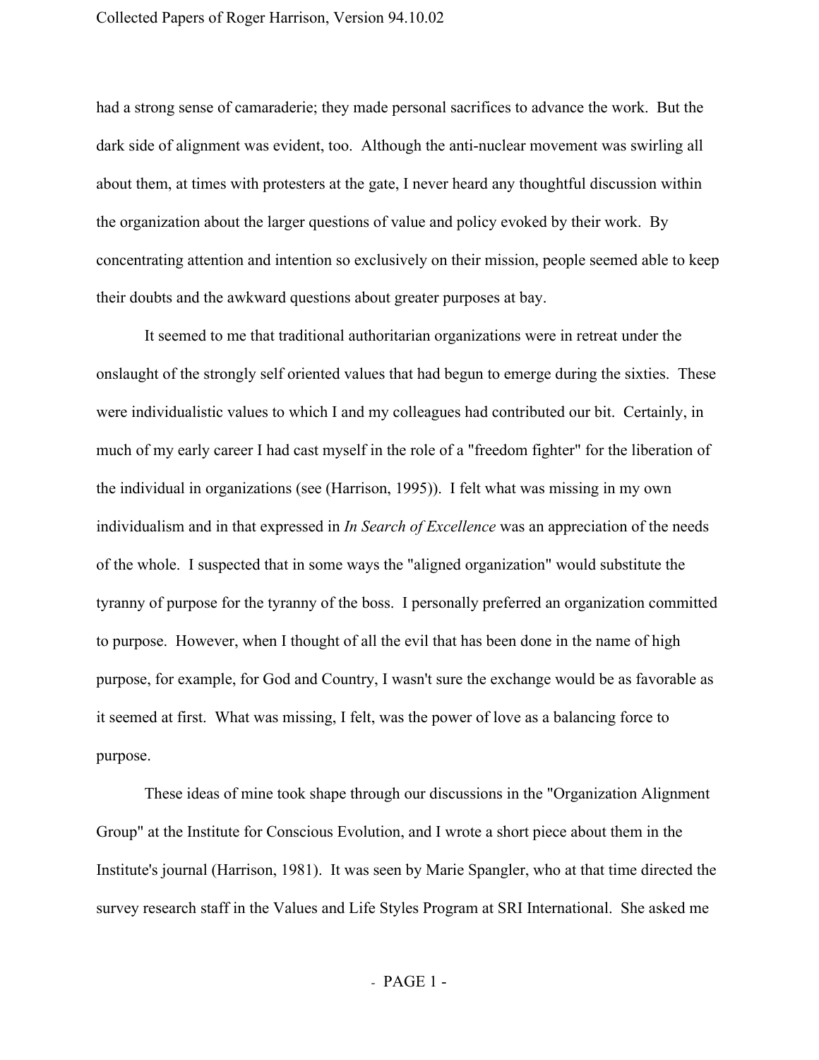had a strong sense of camaraderie; they made personal sacrifices to advance the work. But the dark side of alignment was evident, too. Although the anti-nuclear movement was swirling all about them, at times with protesters at the gate, I never heard any thoughtful discussion within the organization about the larger questions of value and policy evoked by their work. By concentrating attention and intention so exclusively on their mission, people seemed able to keep their doubts and the awkward questions about greater purposes at bay.

It seemed to me that traditional authoritarian organizations were in retreat under the onslaught of the strongly self oriented values that had begun to emerge during the sixties. These were individualistic values to which I and my colleagues had contributed our bit. Certainly, in much of my early career I had cast myself in the role of a "freedom fighter" for the liberation of the individual in organizations (see (Harrison, 1995)). I felt what was missing in my own individualism and in that expressed in *In Search of Excellence* was an appreciation of the needs of the whole. I suspected that in some ways the "aligned organization" would substitute the tyranny of purpose for the tyranny of the boss. I personally preferred an organization committed to purpose. However, when I thought of all the evil that has been done in the name of high purpose, for example, for God and Country, I wasn't sure the exchange would be as favorable as it seemed at first. What was missing, I felt, was the power of love as a balancing force to purpose.

These ideas of mine took shape through our discussions in the "Organization Alignment Group" at the Institute for Conscious Evolution, and I wrote a short piece about them in the Institute's journal (Harrison, 1981). It was seen by Marie Spangler, who at that time directed the survey research staff in the Values and Life Styles Program at SRI International. She asked me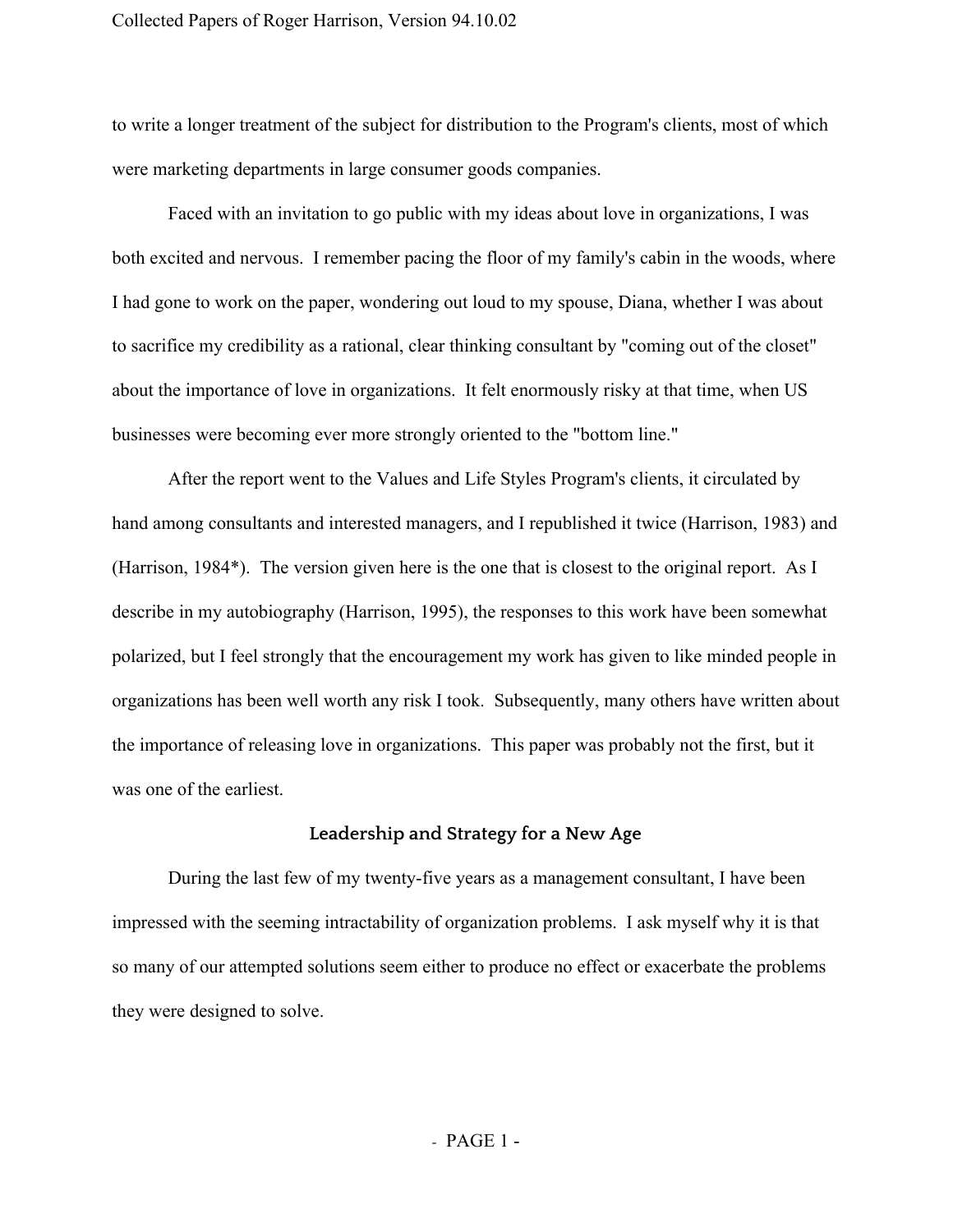to write a longer treatment of the subject for distribution to the Program's clients, most of which were marketing departments in large consumer goods companies.

Faced with an invitation to go public with my ideas about love in organizations, I was both excited and nervous. I remember pacing the floor of my family's cabin in the woods, where I had gone to work on the paper, wondering out loud to my spouse, Diana, whether I was about to sacrifice my credibility as a rational, clear thinking consultant by "coming out of the closet" about the importance of love in organizations. It felt enormously risky at that time, when US businesses were becoming ever more strongly oriented to the "bottom line."

After the report went to the Values and Life Styles Program's clients, it circulated by hand among consultants and interested managers, and I republished it twice (Harrison, 1983) and (Harrison, 1984*). The version given here is the one that is closest to the original report. As I describe in my autobiography (Harrison, 1995), the responses to this work have been somewhat polarized, but I feel strongly that the encouragement my work has given to like minded people in organizations has been well worth any risk I took. Subsequently, many others have written about the importance of releasing love in organizations. This paper was probably not the first, but it was one of the earliest.

## Leadership and Strategy for a New Age

During the last few of my twenty-five years as a management consultant, I have been impressed with the seeming intractability of organization problems. I ask myself why it is that so many of our attempted solutions seem either to produce no effect or exacerbate the problems they were designed to solve.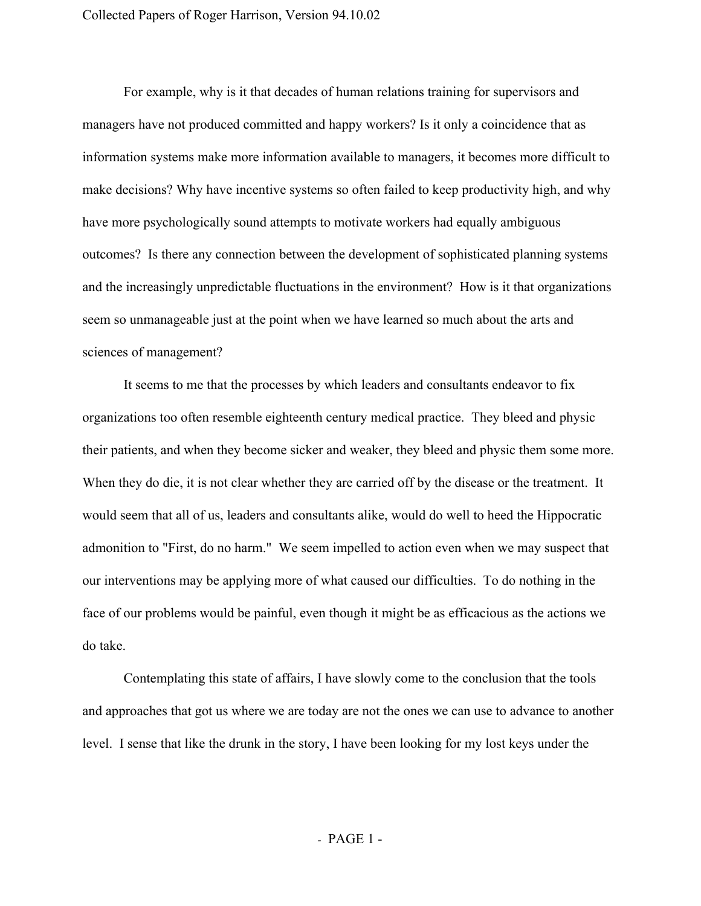For example, why is it that decades of human relations training for supervisors and managers have not produced committed and happy workers? Is it only a coincidence that as information systems make more information available to managers, it becomes more difficult to make decisions? Why have incentive systems so often failed to keep productivity high, and why have more psychologically sound attempts to motivate workers had equally ambiguous outcomes? Is there any connection between the development of sophisticated planning systems and the increasingly unpredictable fluctuations in the environment? How is it that organizations seem so unmanageable just at the point when we have learned so much about the arts and sciences of management?

It seems to me that the processes by which leaders and consultants endeavor to fix organizations too often resemble eighteenth century medical practice. They bleed and physic their patients, and when they become sicker and weaker, they bleed and physic them some more. When they do die, it is not clear whether they are carried off by the disease or the treatment. It would seem that all of us, leaders and consultants alike, would do well to heed the Hippocratic admonition to "First, do no harm." We seem impelled to action even when we may suspect that our interventions may be applying more of what caused our difficulties. To do nothing in the face of our problems would be painful, even though it might be as efficacious as the actions we do take.

Contemplating this state of affairs, I have slowly come to the conclusion that the tools and approaches that got us where we are today are not the ones we can use to advance to another level. I sense that like the drunk in the story, I have been looking for my lost keys under the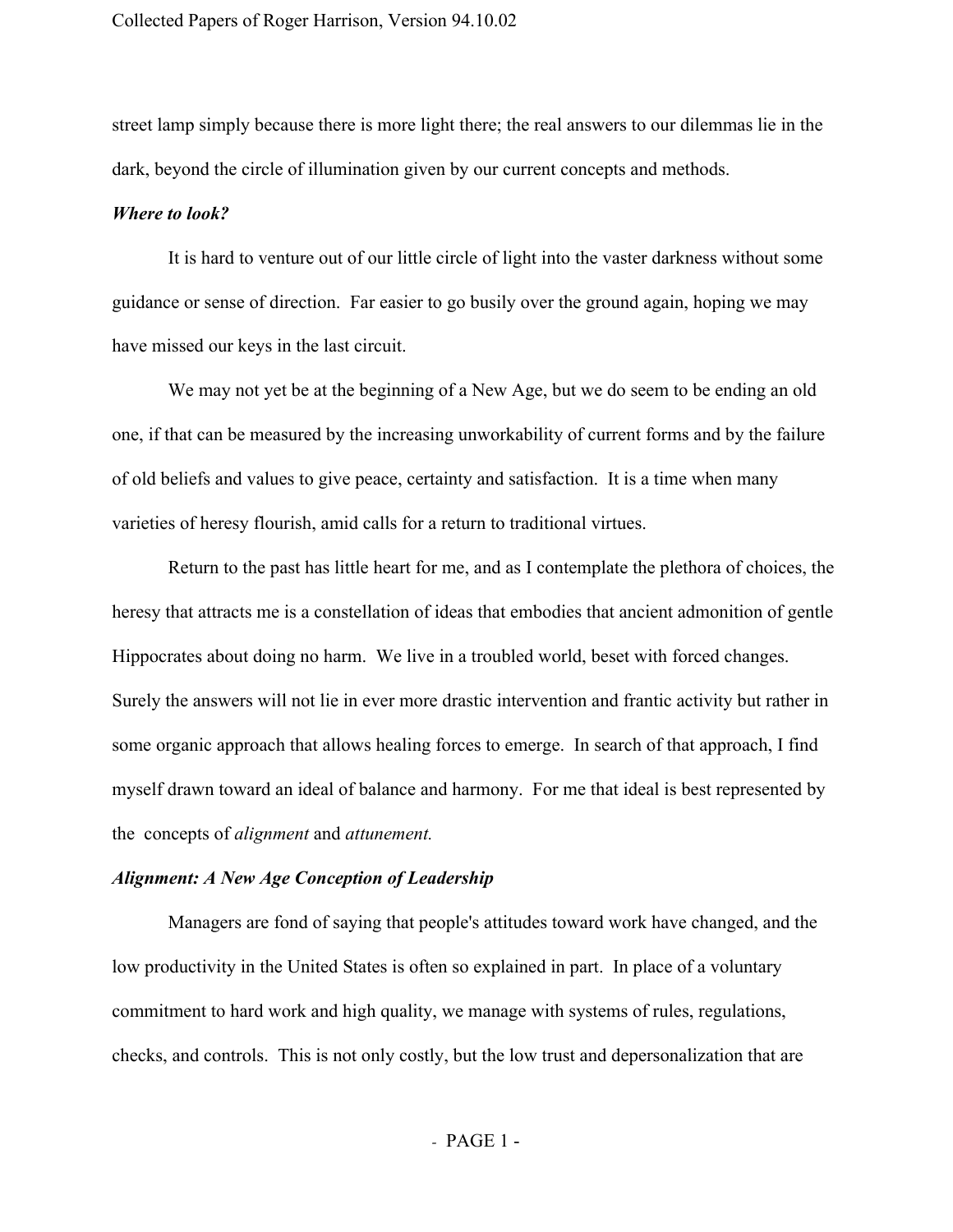street lamp simply because there is more light there; the real answers to our dilemmas lie in the dark, beyond the circle of illumination given by our current concepts and methods.

***Where to look?***

It is hard to venture out of our little circle of light into the vaster darkness without some guidance or sense of direction. Far easier to go busily over the ground again, hoping we may have missed our keys in the last circuit.

We may not yet be at the beginning of a New Age, but we do seem to be ending an old one, if that can be measured by the increasing unworkability of current forms and by the failure of old beliefs and values to give peace, certainty and satisfaction. It is a time when many varieties of heresy flourish, amid calls for a return to traditional virtues.

Return to the past has little heart for me, and as I contemplate the plethora of choices, the heresy that attracts me is a constellation of ideas that embodies that ancient admonition of gentle Hippocrates about doing no harm. We live in a troubled world, beset with forced changes. Surely the answers will not lie in ever more drastic intervention and frantic activity but rather in some organic approach that allows healing forces to emerge. In search of that approach, I find myself drawn toward an ideal of balance and harmony. For me that ideal is best represented by the concepts of *alignment* and *attunement.*

***Alignment: A New Age Conception of Leadership***

Managers are fond of saying that people's attitudes toward work have changed, and the low productivity in the United States is often so explained in part. In place of a voluntary commitment to hard work and high quality, we manage with systems of rules, regulations, checks, and controls. This is not only costly, but the low trust and depersonalization that are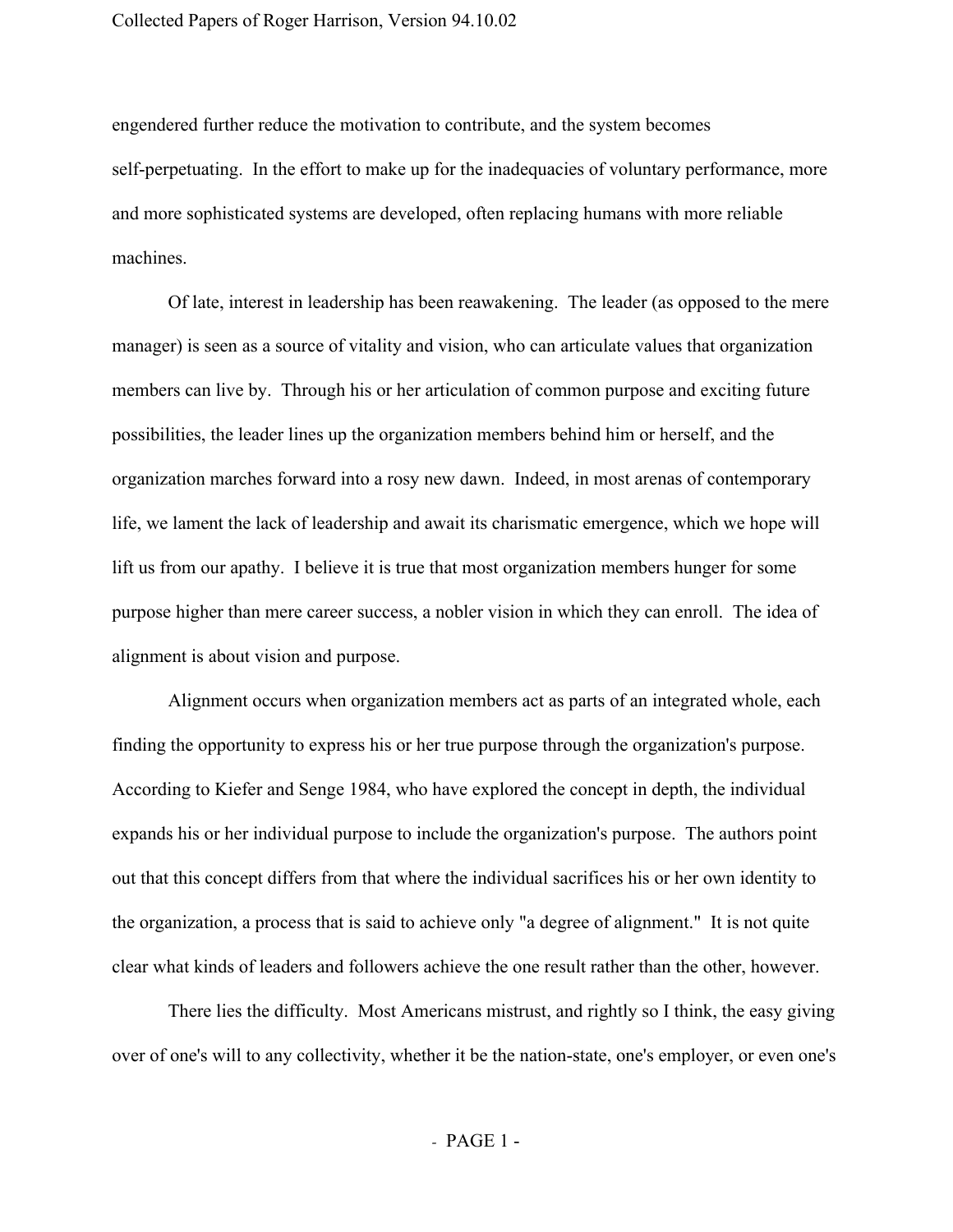engendered further reduce the motivation to contribute, and the system becomes self-perpetuating. In the effort to make up for the inadequacies of voluntary performance, more and more sophisticated systems are developed, often replacing humans with more reliable machines.

Of late, interest in leadership has been reawakening. The leader (as opposed to the mere manager) is seen as a source of vitality and vision, who can articulate values that organization members can live by. Through his or her articulation of common purpose and exciting future possibilities, the leader lines up the organization members behind him or herself, and the organization marches forward into a rosy new dawn. Indeed, in most arenas of contemporary life, we lament the lack of leadership and await its charismatic emergence, which we hope will lift us from our apathy. I believe it is true that most organization members hunger for some purpose higher than mere career success, a nobler vision in which they can enroll. The idea of alignment is about vision and purpose.

Alignment occurs when organization members act as parts of an integrated whole, each finding the opportunity to express his or her true purpose through the organization's purpose. According to Kiefer and Senge 1984, who have explored the concept in depth, the individual expands his or her individual purpose to include the organization's purpose. The authors point out that this concept differs from that where the individual sacrifices his or her own identity to the organization, a process that is said to achieve only "a degree of alignment." It is not quite clear what kinds of leaders and followers achieve the one result rather than the other, however.

There lies the difficulty. Most Americans mistrust, and rightly so I think, the easy giving over of one's will to any collectivity, whether it be the nation-state, one's employer, or even one's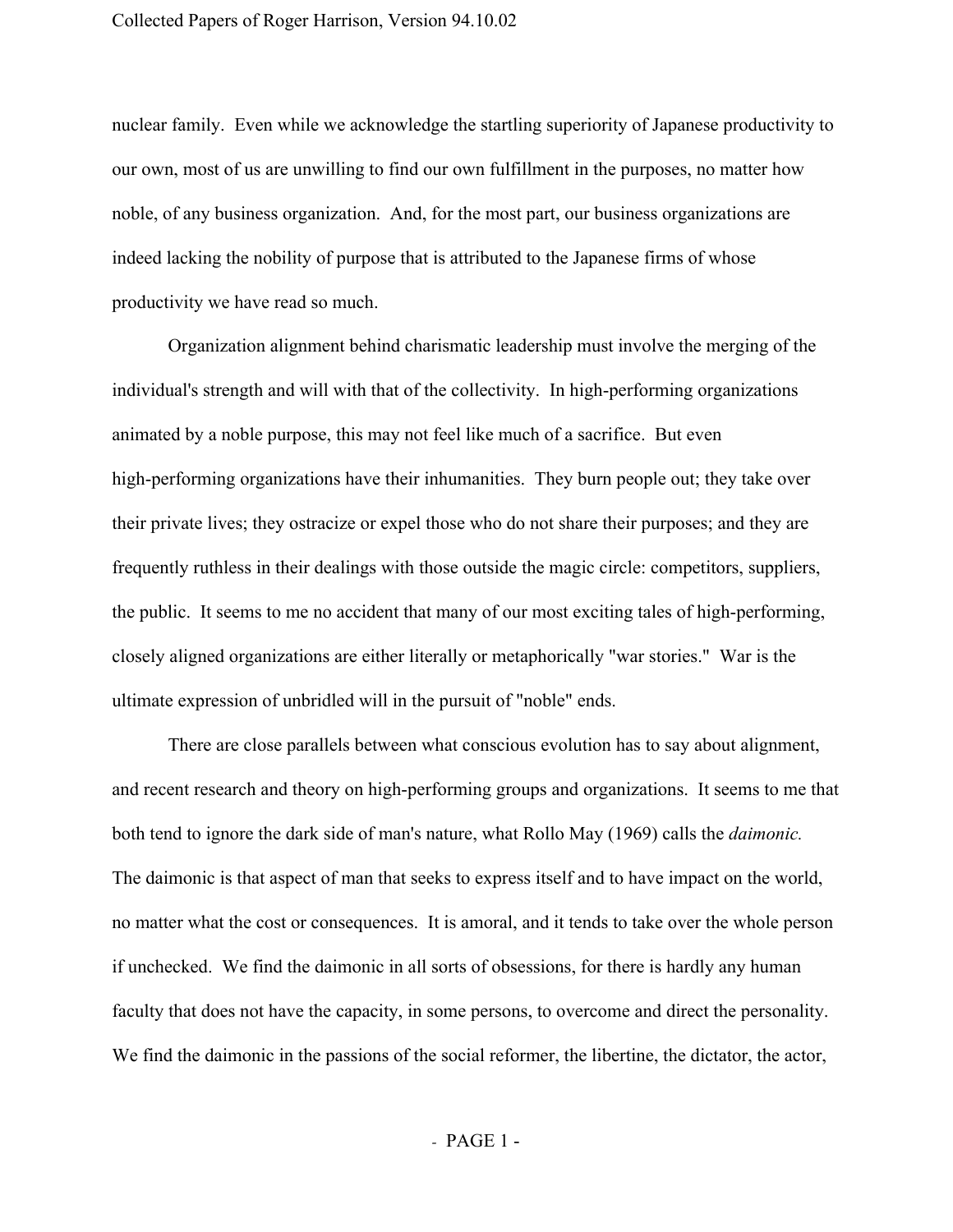nuclear family. Even while we acknowledge the startling superiority of Japanese productivity to our own, most of us are unwilling to find our own fulfillment in the purposes, no matter how noble, of any business organization. And, for the most part, our business organizations are indeed lacking the nobility of purpose that is attributed to the Japanese firms of whose productivity we have read so much.

Organization alignment behind charismatic leadership must involve the merging of the individual's strength and will with that of the collectivity. In high-performing organizations animated by a noble purpose, this may not feel like much of a sacrifice. But even high-performing organizations have their inhumanities. They burn people out; they take over their private lives; they ostracize or expel those who do not share their purposes; and they are frequently ruthless in their dealings with those outside the magic circle: competitors, suppliers, the public. It seems to me no accident that many of our most exciting tales of high-performing, closely aligned organizations are either literally or metaphorically "war stories." War is the ultimate expression of unbridled will in the pursuit of "noble" ends.

There are close parallels between what conscious evolution has to say about alignment, and recent research and theory on high-performing groups and organizations. It seems to me that both tend to ignore the dark side of man's nature, what Rollo May (1969) calls the *daimonic.* The daimonic is that aspect of man that seeks to express itself and to have impact on the world, no matter what the cost or consequences. It is amoral, and it tends to take over the whole person if unchecked. We find the daimonic in all sorts of obsessions, for there is hardly any human faculty that does not have the capacity, in some persons, to overcome and direct the personality. We find the daimonic in the passions of the social reformer, the libertine, the dictator, the actor,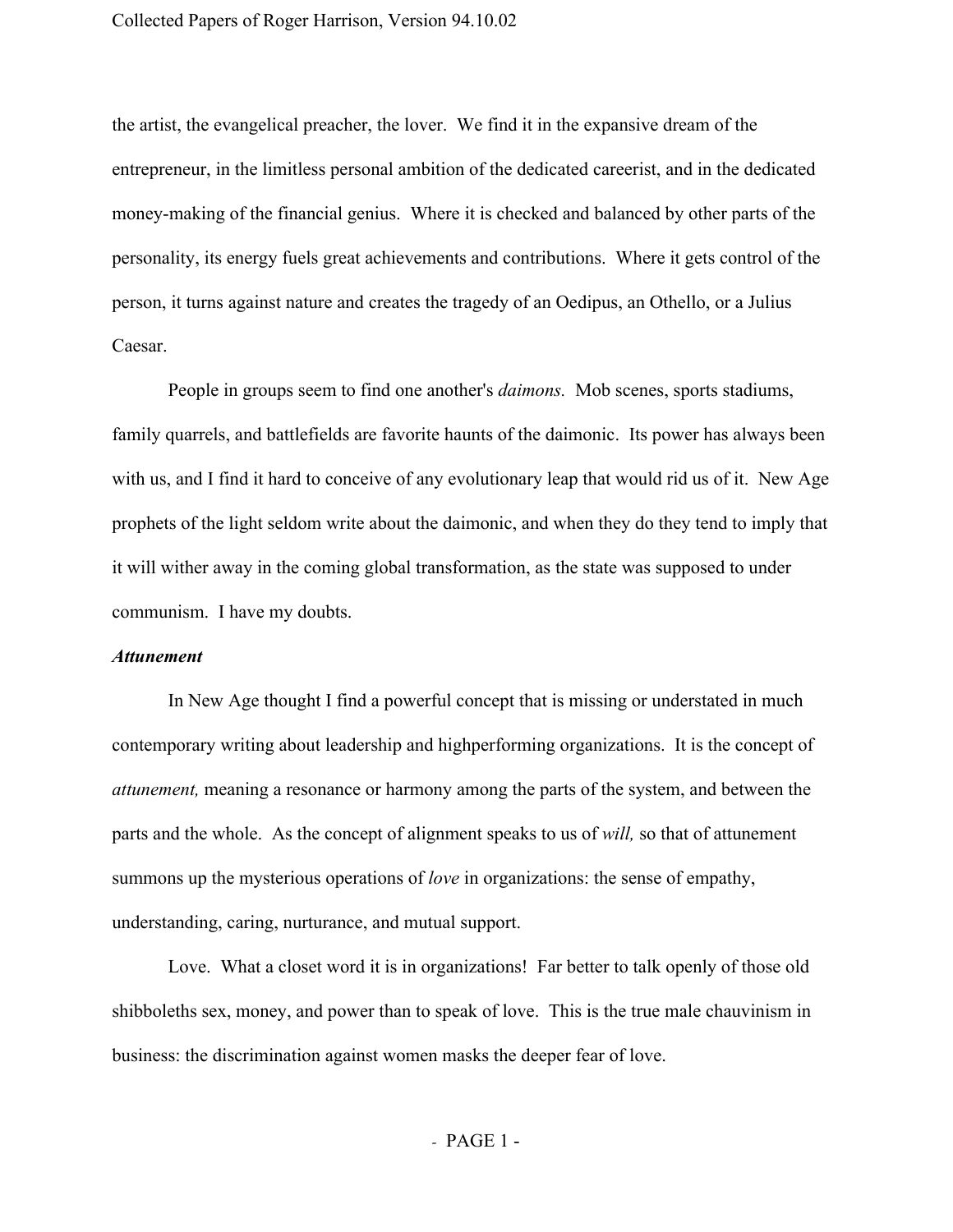the artist, the evangelical preacher, the lover. We find it in the expansive dream of the entrepreneur, in the limitless personal ambition of the dedicated careerist, and in the dedicated money-making of the financial genius. Where it is checked and balanced by other parts of the personality, its energy fuels great achievements and contributions. Where it gets control of the person, it turns against nature and creates the tragedy of an Oedipus, an Othello, or a Julius Caesar.

People in groups seem to find one another's *daimons.* Mob scenes, sports stadiums, family quarrels, and battlefields are favorite haunts of the daimonic. Its power has always been with us, and I find it hard to conceive of any evolutionary leap that would rid us of it. New Age prophets of the light seldom write about the daimonic, and when they do they tend to imply that it will wither away in the coming global transformation, as the state was supposed to under communism. I have my doubts.

***Attunement***

In New Age thought I find a powerful concept that is missing or understated in much contemporary writing about leadership and highperforming organizations. It is the concept of *attunement,* meaning a resonance or harmony among the parts of the system, and between the parts and the whole. As the concept of alignment speaks to us of *will,* so that of attunement summons up the mysterious operations of *love* in organizations: the sense of empathy, understanding, caring, nurturance, and mutual support.

Love. What a closet word it is in organizations! Far better to talk openly of those old shibboleths sex, money, and power than to speak of love. This is the true male chauvinism in business: the discrimination against women masks the deeper fear of love.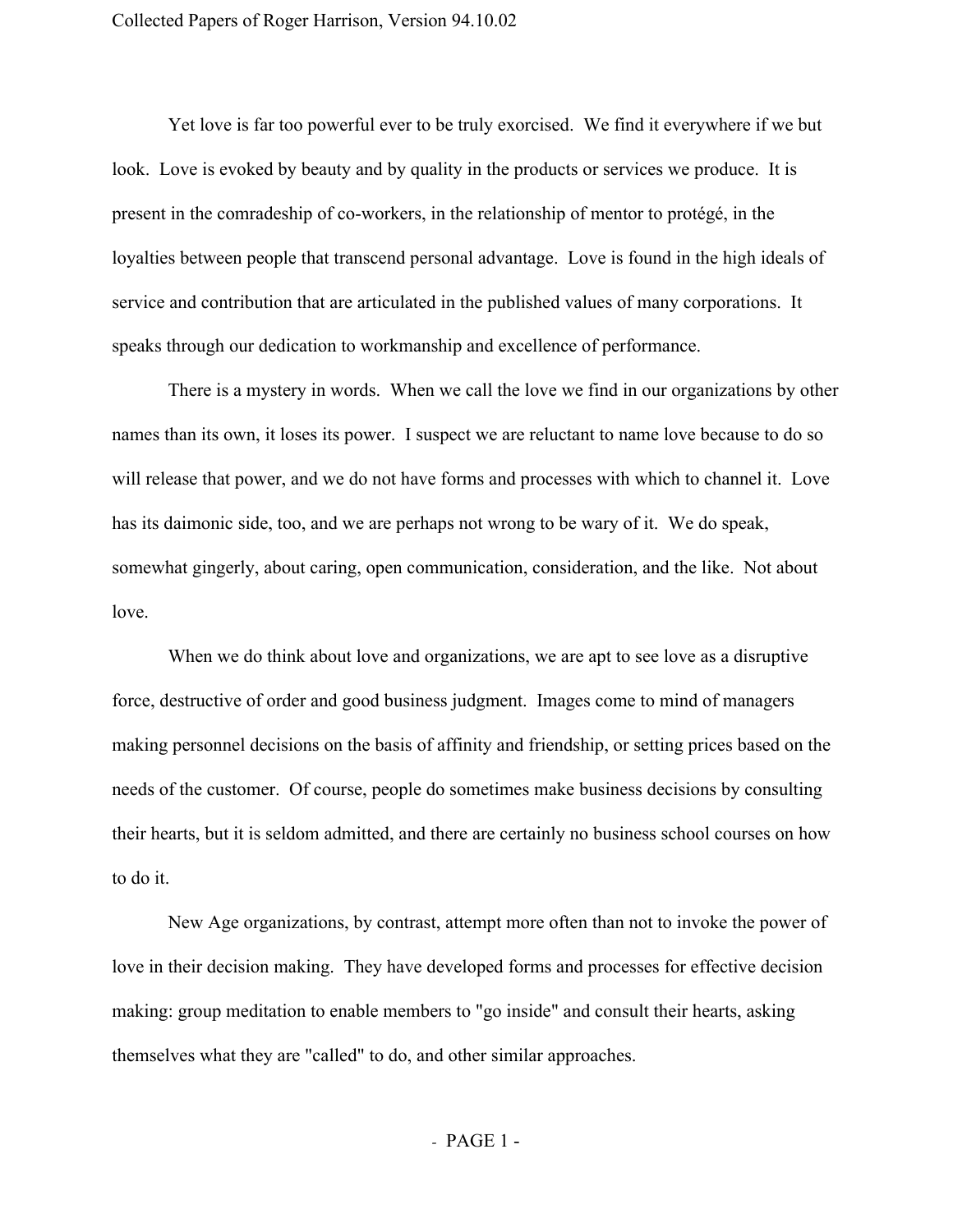Yet love is far too powerful ever to be truly exorcised. We find it everywhere if we but look. Love is evoked by beauty and by quality in the products or services we produce. It is present in the comradeship of co-workers, in the relationship of mentor to protégé, in the loyalties between people that transcend personal advantage. Love is found in the high ideals of service and contribution that are articulated in the published values of many corporations. It speaks through our dedication to workmanship and excellence of performance.

There is a mystery in words. When we call the love we find in our organizations by other names than its own, it loses its power. I suspect we are reluctant to name love because to do so will release that power, and we do not have forms and processes with which to channel it. Love has its daimonic side, too, and we are perhaps not wrong to be wary of it. We do speak, somewhat gingerly, about caring, open communication, consideration, and the like. Not about love.

When we do think about love and organizations, we are apt to see love as a disruptive force, destructive of order and good business judgment. Images come to mind of managers making personnel decisions on the basis of affinity and friendship, or setting prices based on the needs of the customer. Of course, people do sometimes make business decisions by consulting their hearts, but it is seldom admitted, and there are certainly no business school courses on how to do it.

New Age organizations, by contrast, attempt more often than not to invoke the power of love in their decision making. They have developed forms and processes for effective decision making: group meditation to enable members to "go inside" and consult their hearts, asking themselves what they are "called" to do, and other similar approaches.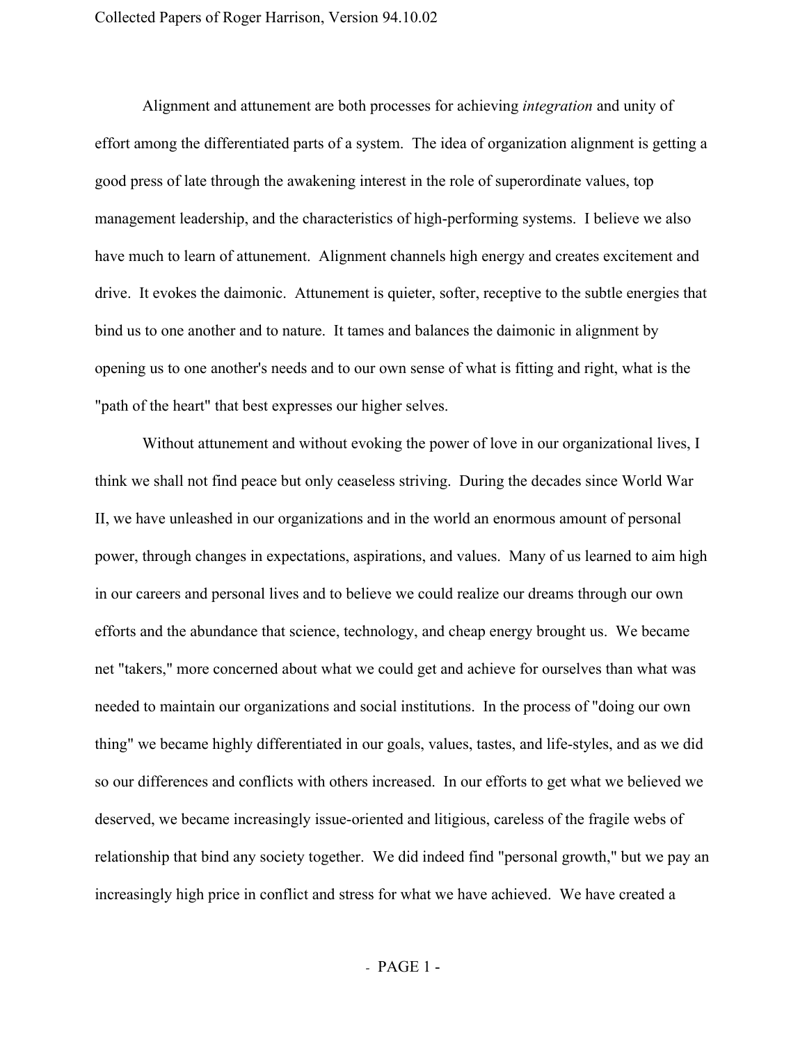Alignment and attunement are both processes for achieving *integration* and unity of effort among the differentiated parts of a system. The idea of organization alignment is getting a good press of late through the awakening interest in the role of superordinate values, top management leadership, and the characteristics of high-performing systems. I believe we also have much to learn of attunement. Alignment channels high energy and creates excitement and drive. It evokes the daimonic. Attunement is quieter, softer, receptive to the subtle energies that bind us to one another and to nature. It tames and balances the daimonic in alignment by opening us to one another's needs and to our own sense of what is fitting and right, what is the "path of the heart" that best expresses our higher selves.

Without attunement and without evoking the power of love in our organizational lives, I think we shall not find peace but only ceaseless striving. During the decades since World War II, we have unleashed in our organizations and in the world an enormous amount of personal power, through changes in expectations, aspirations, and values. Many of us learned to aim high in our careers and personal lives and to believe we could realize our dreams through our own efforts and the abundance that science, technology, and cheap energy brought us. We became net "takers," more concerned about what we could get and achieve for ourselves than what was needed to maintain our organizations and social institutions. In the process of "doing our own thing" we became highly differentiated in our goals, values, tastes, and life-styles, and as we did so our differences and conflicts with others increased. In our efforts to get what we believed we deserved, we became increasingly issue-oriented and litigious, careless of the fragile webs of relationship that bind any society together. We did indeed find "personal growth," but we pay an increasingly high price in conflict and stress for what we have achieved. We have created a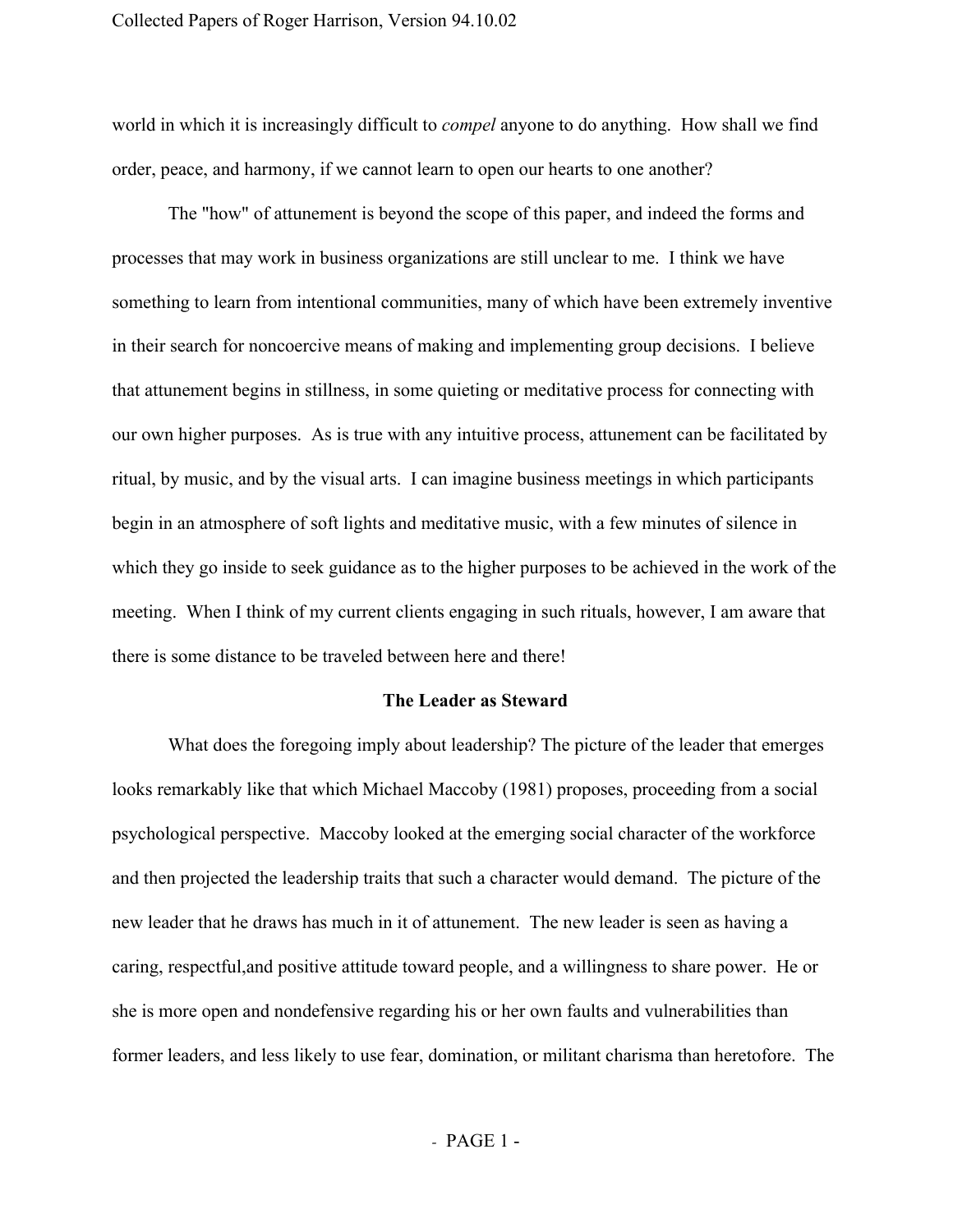world in which it is increasingly difficult to *compel* anyone to do anything. How shall we find order, peace, and harmony, if we cannot learn to open our hearts to one another?

The "how" of attunement is beyond the scope of this paper, and indeed the forms and processes that may work in business organizations are still unclear to me. I think we have something to learn from intentional communities, many of which have been extremely inventive in their search for noncoercive means of making and implementing group decisions. I believe that attunement begins in stillness, in some quieting or meditative process for connecting with our own higher purposes. As is true with any intuitive process, attunement can be facilitated by ritual, by music, and by the visual arts. I can imagine business meetings in which participants begin in an atmosphere of soft lights and meditative music, with a few minutes of silence in which they go inside to seek guidance as to the higher purposes to be achieved in the work of the meeting. When I think of my current clients engaging in such rituals, however, I am aware that there is some distance to be traveled between here and there!

## The Leader as Steward

What does the foregoing imply about leadership? The picture of the leader that emerges looks remarkably like that which Michael Maccoby (1981) proposes, proceeding from a social psychological perspective. Maccoby looked at the emerging social character of the workforce and then projected the leadership traits that such a character would demand. The picture of the new leader that he draws has much in it of attunement. The new leader is seen as having a caring, respectful,and positive attitude toward people, and a willingness to share power. He or she is more open and nondefensive regarding his or her own faults and vulnerabilities than former leaders, and less likely to use fear, domination, or militant charisma than heretofore. The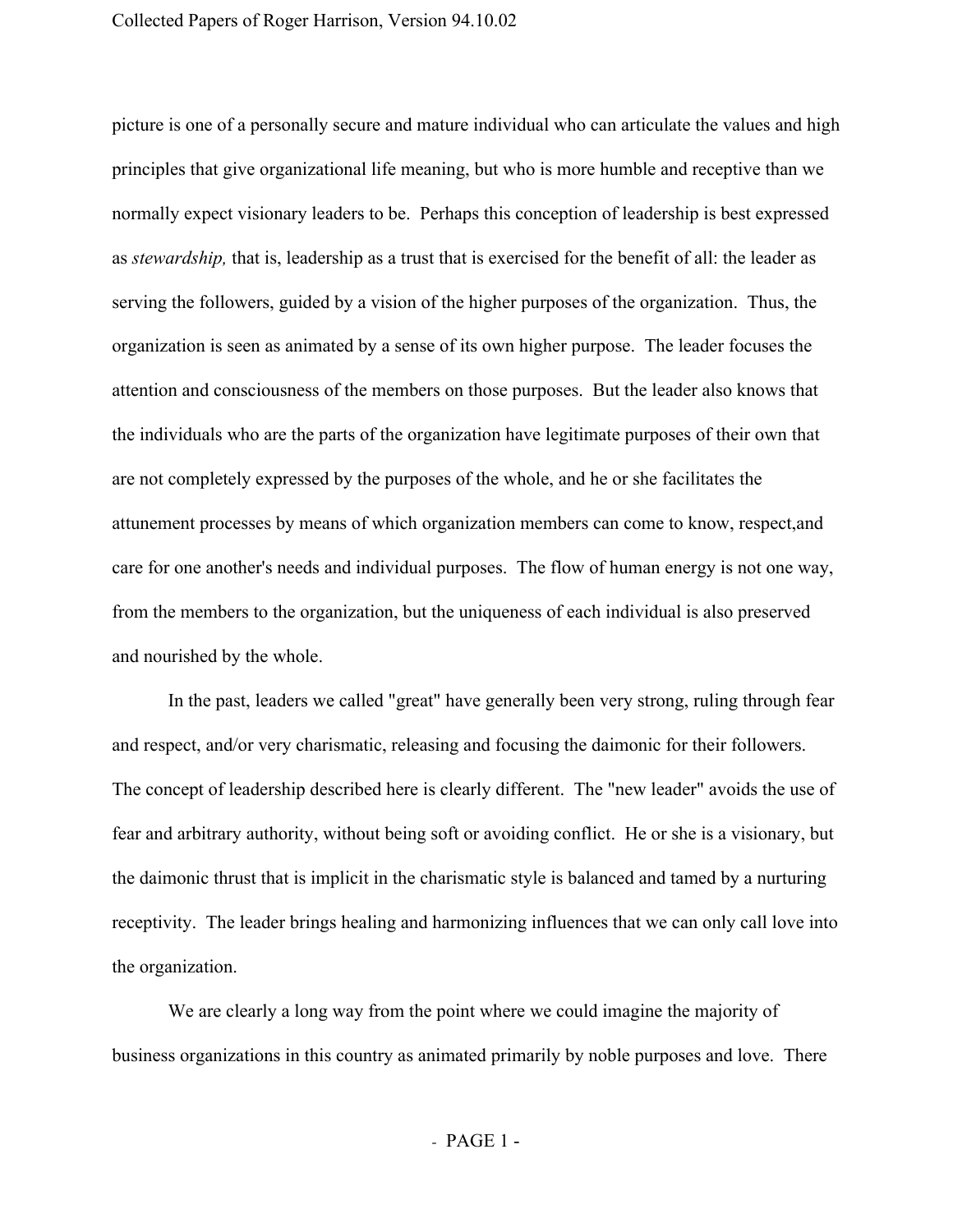picture is one of a personally secure and mature individual who can articulate the values and high principles that give organizational life meaning, but who is more humble and receptive than we normally expect visionary leaders to be. Perhaps this conception of leadership is best expressed as *stewardship,* that is, leadership as a trust that is exercised for the benefit of all: the leader as serving the followers, guided by a vision of the higher purposes of the organization. Thus, the organization is seen as animated by a sense of its own higher purpose. The leader focuses the attention and consciousness of the members on those purposes. But the leader also knows that the individuals who are the parts of the organization have legitimate purposes of their own that are not completely expressed by the purposes of the whole, and he or she facilitates the attunement processes by means of which organization members can come to know, respect,and care for one another's needs and individual purposes. The flow of human energy is not one way, from the members to the organization, but the uniqueness of each individual is also preserved and nourished by the whole.

In the past, leaders we called "great" have generally been very strong, ruling through fear and respect, and/or very charismatic, releasing and focusing the daimonic for their followers. The concept of leadership described here is clearly different. The "new leader" avoids the use of fear and arbitrary authority, without being soft or avoiding conflict. He or she is a visionary, but the daimonic thrust that is implicit in the charismatic style is balanced and tamed by a nurturing receptivity. The leader brings healing and harmonizing influences that we can only call love into the organization.

We are clearly a long way from the point where we could imagine the majority of business organizations in this country as animated primarily by noble purposes and love. There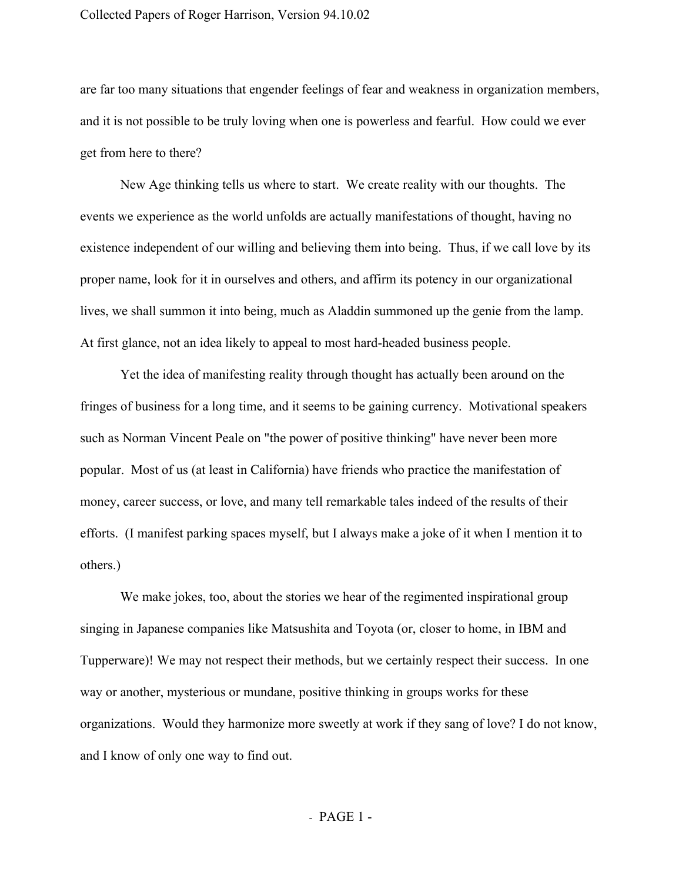are far too many situations that engender feelings of fear and weakness in organization members, and it is not possible to be truly loving when one is powerless and fearful. How could we ever get from here to there?

New Age thinking tells us where to start. We create reality with our thoughts. The events we experience as the world unfolds are actually manifestations of thought, having no existence independent of our willing and believing them into being. Thus, if we call love by its proper name, look for it in ourselves and others, and affirm its potency in our organizational lives, we shall summon it into being, much as Aladdin summoned up the genie from the lamp. At first glance, not an idea likely to appeal to most hard-headed business people.

Yet the idea of manifesting reality through thought has actually been around on the fringes of business for a long time, and it seems to be gaining currency. Motivational speakers such as Norman Vincent Peale on "the power of positive thinking" have never been more popular. Most of us (at least in California) have friends who practice the manifestation of money, career success, or love, and many tell remarkable tales indeed of the results of their efforts. (I manifest parking spaces myself, but I always make a joke of it when I mention it to others.)

We make jokes, too, about the stories we hear of the regimented inspirational group singing in Japanese companies like Matsushita and Toyota (or, closer to home, in IBM and Tupperware)! We may not respect their methods, but we certainly respect their success. In one way or another, mysterious or mundane, positive thinking in groups works for these organizations. Would they harmonize more sweetly at work if they sang of love? I do not know, and I know of only one way to find out.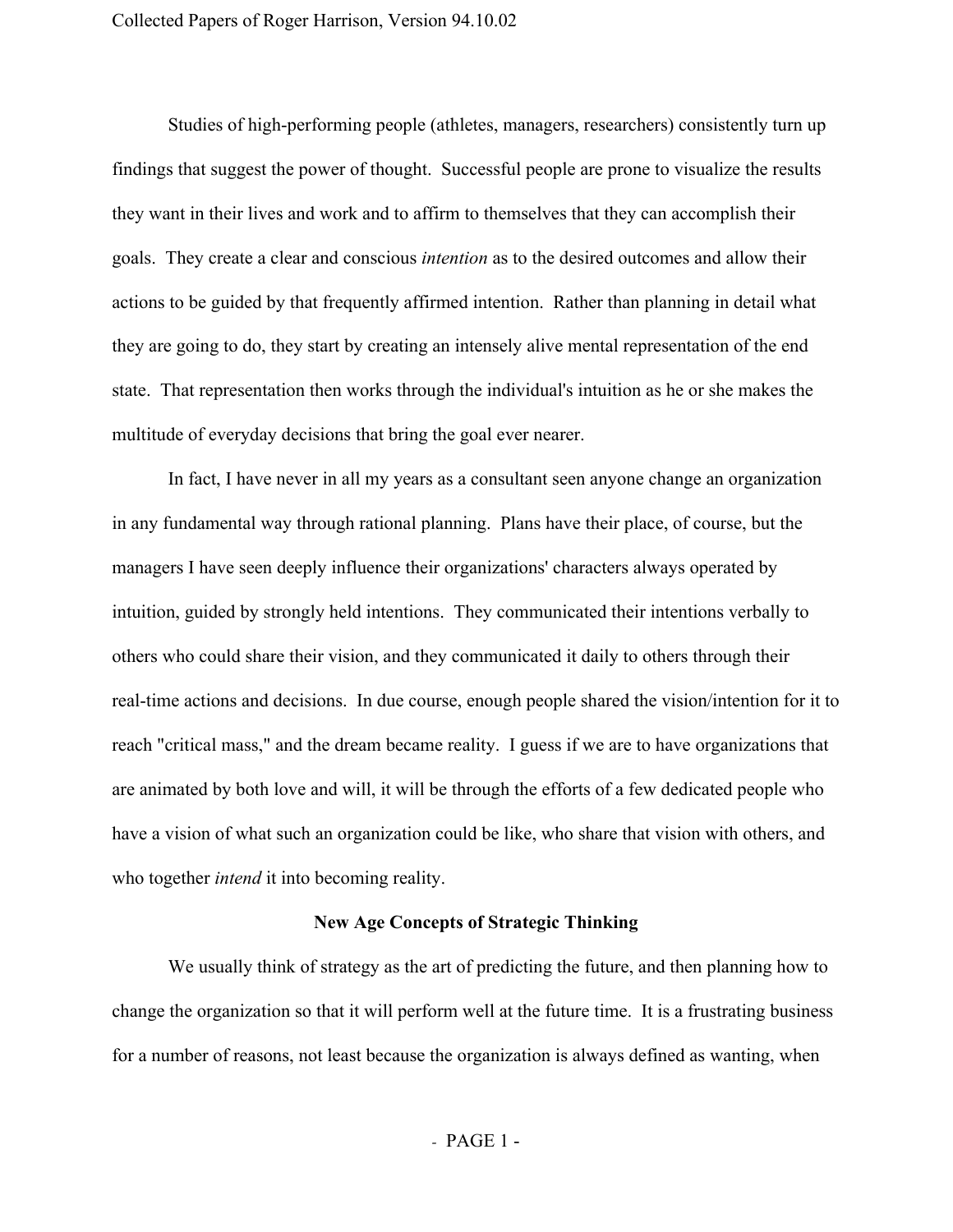Studies of high-performing people (athletes, managers, researchers) consistently turn up findings that suggest the power of thought. Successful people are prone to visualize the results they want in their lives and work and to affirm to themselves that they can accomplish their goals. They create a clear and conscious *intention* as to the desired outcomes and allow their actions to be guided by that frequently affirmed intention. Rather than planning in detail what they are going to do, they start by creating an intensely alive mental representation of the end state. That representation then works through the individual's intuition as he or she makes the multitude of everyday decisions that bring the goal ever nearer.

In fact, I have never in all my years as a consultant seen anyone change an organization in any fundamental way through rational planning. Plans have their place, of course, but the managers I have seen deeply influence their organizations' characters always operated by intuition, guided by strongly held intentions. They communicated their intentions verbally to others who could share their vision, and they communicated it daily to others through their real-time actions and decisions. In due course, enough people shared the vision/intention for it to reach "critical mass," and the dream became reality. I guess if we are to have organizations that are animated by both love and will, it will be through the efforts of a few dedicated people who have a vision of what such an organization could be like, who share that vision with others, and who together *intend* it into becoming reality.

### New Age Concepts of Strategic Thinking

We usually think of strategy as the art of predicting the future, and then planning how to change the organization so that it will perform well at the future time. It is a frustrating business for a number of reasons, not least because the organization is always defined as wanting, when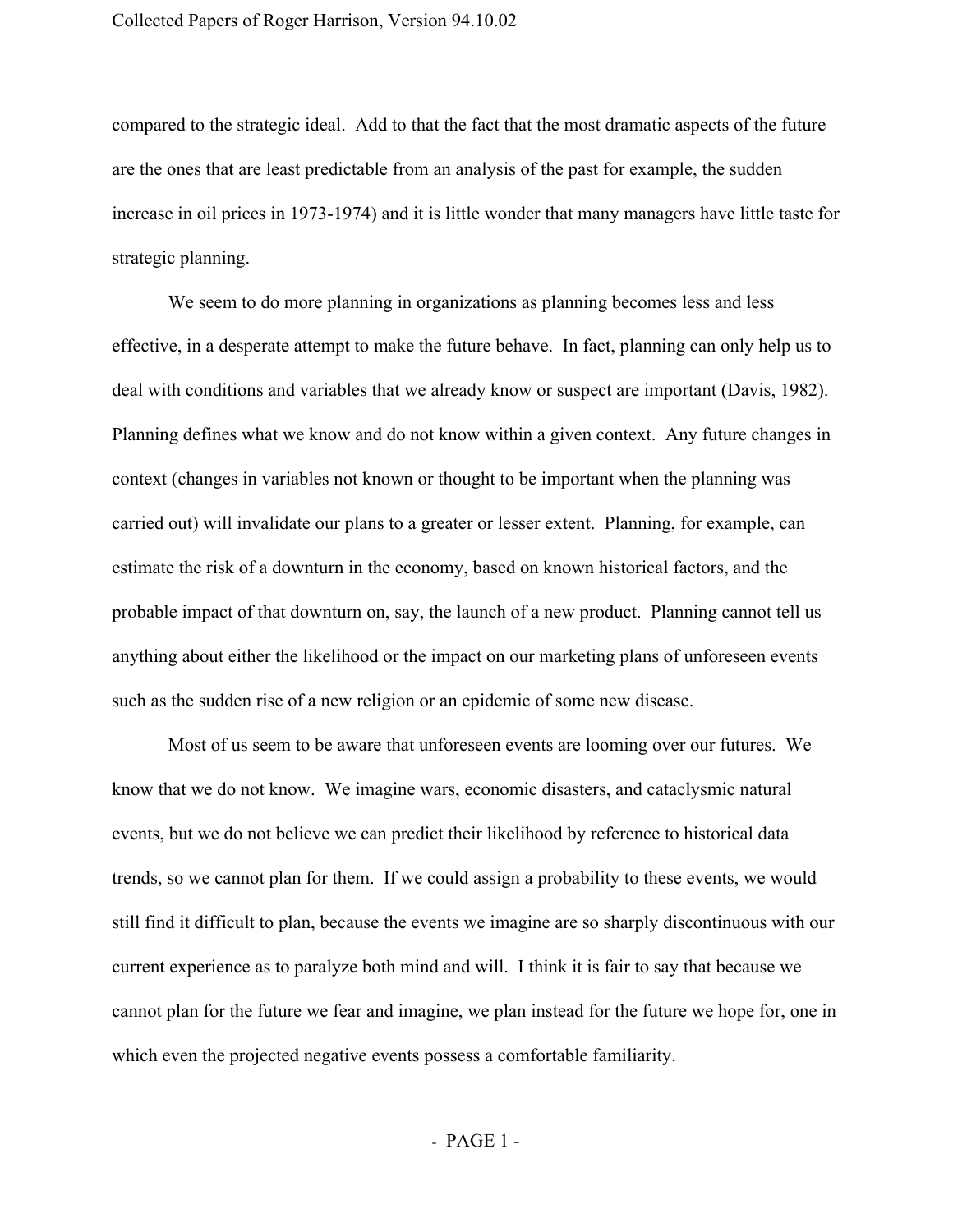compared to the strategic ideal. Add to that the fact that the most dramatic aspects of the future are the ones that are least predictable from an analysis of the past for example, the sudden increase in oil prices in 1973-1974) and it is little wonder that many managers have little taste for strategic planning.

We seem to do more planning in organizations as planning becomes less and less effective, in a desperate attempt to make the future behave. In fact, planning can only help us to deal with conditions and variables that we already know or suspect are important (Davis, 1982). Planning defines what we know and do not know within a given context. Any future changes in context (changes in variables not known or thought to be important when the planning was carried out) will invalidate our plans to a greater or lesser extent. Planning, for example, can estimate the risk of a downturn in the economy, based on known historical factors, and the probable impact of that downturn on, say, the launch of a new product. Planning cannot tell us anything about either the likelihood or the impact on our marketing plans of unforeseen events such as the sudden rise of a new religion or an epidemic of some new disease.

Most of us seem to be aware that unforeseen events are looming over our futures. We know that we do not know. We imagine wars, economic disasters, and cataclysmic natural events, but we do not believe we can predict their likelihood by reference to historical data trends, so we cannot plan for them. If we could assign a probability to these events, we would still find it difficult to plan, because the events we imagine are so sharply discontinuous with our current experience as to paralyze both mind and will. I think it is fair to say that because we cannot plan for the future we fear and imagine, we plan instead for the future we hope for, one in which even the projected negative events possess a comfortable familiarity.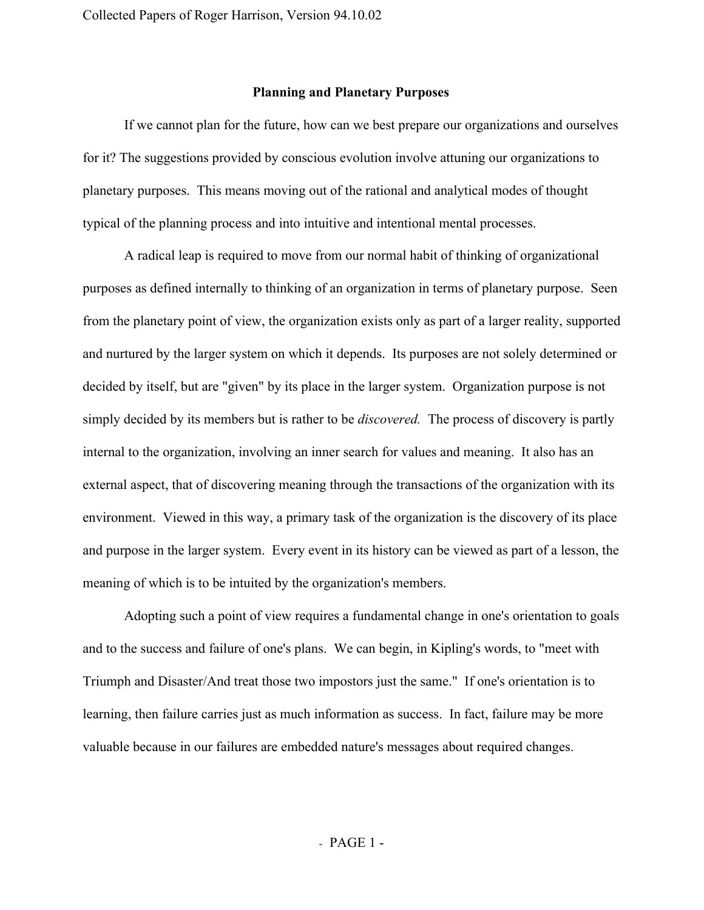## Planning and Planetary Purposes

If we cannot plan for the future, how can we best prepare our organizations and ourselves for it? The suggestions provided by conscious evolution involve attuning our organizations to planetary purposes. This means moving out of the rational and analytical modes of thought typical of the planning process and into intuitive and intentional mental processes.

A radical leap is required to move from our normal habit of thinking of organizational purposes as defined internally to thinking of an organization in terms of planetary purpose. Seen from the planetary point of view, the organization exists only as part of a larger reality, supported and nurtured by the larger system on which it depends. Its purposes are not solely determined or decided by itself, but are "given" by its place in the larger system. Organization purpose is not simply decided by its members but is rather to be *discovered.* The process of discovery is partly internal to the organization, involving an inner search for values and meaning. It also has an external aspect, that of discovering meaning through the transactions of the organization with its environment. Viewed in this way, a primary task of the organization is the discovery of its place and purpose in the larger system. Every event in its history can be viewed as part of a lesson, the meaning of which is to be intuited by the organization's members.

Adopting such a point of view requires a fundamental change in one's orientation to goals and to the success and failure of one's plans. We can begin, in Kipling's words, to "meet with Triumph and Disaster/And treat those two impostors just the same." If one's orientation is to learning, then failure carries just as much information as success. In fact, failure may be more valuable because in our failures are embedded nature's messages about required changes.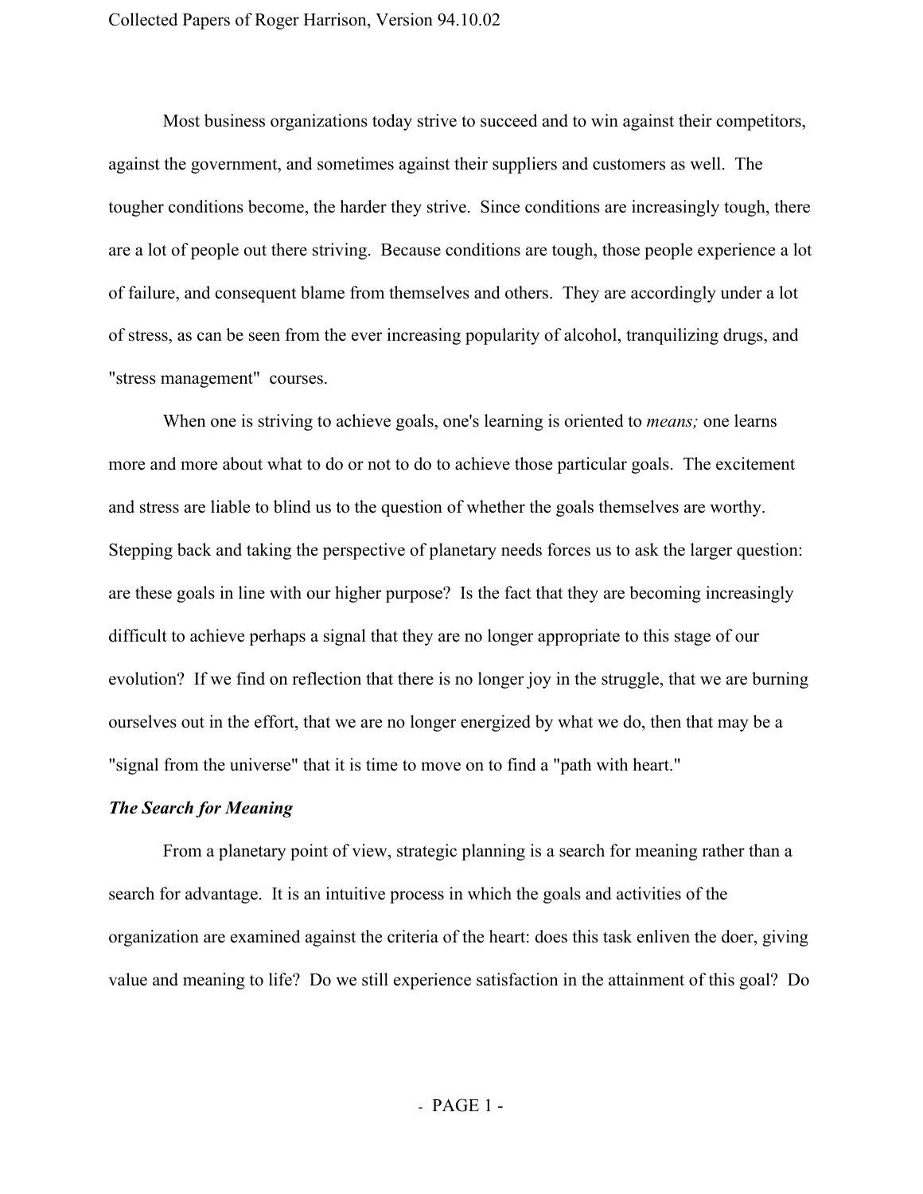Most business organizations today strive to succeed and to win against their competitors, against the government, and sometimes against their suppliers and customers as well. The tougher conditions become, the harder they strive. Since conditions are increasingly tough, there are a lot of people out there striving. Because conditions are tough, those people experience a lot of failure, and consequent blame from themselves and others. They are accordingly under a lot of stress, as can be seen from the ever increasing popularity of alcohol, tranquilizing drugs, and "stress management" courses.

When one is striving to achieve goals, one's learning is oriented to *means;* one learns more and more about what to do or not to do to achieve those particular goals. The excitement and stress are liable to blind us to the question of whether the goals themselves are worthy. Stepping back and taking the perspective of planetary needs forces us to ask the larger question: are these goals in line with our higher purpose? Is the fact that they are becoming increasingly difficult to achieve perhaps a signal that they are no longer appropriate to this stage of our evolution? If we find on reflection that there is no longer joy in the struggle, that we are burning ourselves out in the effort, that we are no longer energized by what we do, then that may be a "signal from the universe" that it is time to move on to find a "path with heart."

***The Search for Meaning***

From a planetary point of view, strategic planning is a search for meaning rather than a search for advantage. It is an intuitive process in which the goals and activities of the organization are examined against the criteria of the heart: does this task enliven the doer, giving value and meaning to life? Do we still experience satisfaction in the attainment of this goal? Do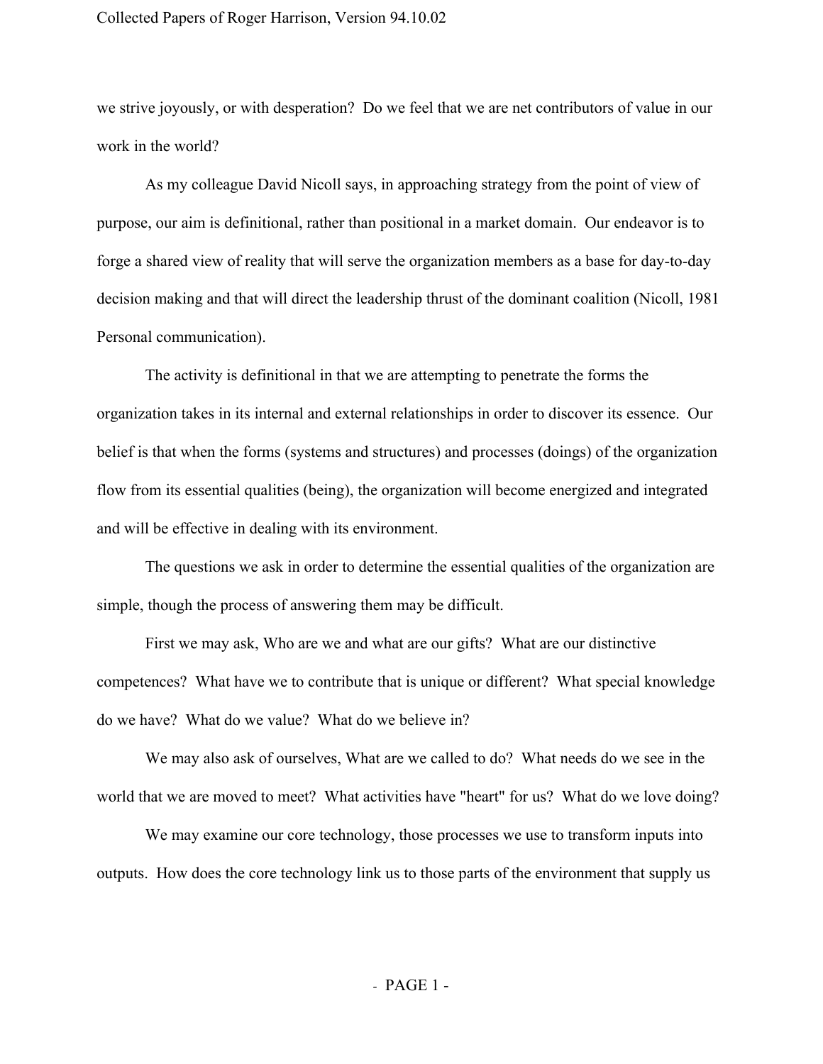we strive joyously, or with desperation? Do we feel that we are net contributors of value in our work in the world?

As my colleague David Nicoll says, in approaching strategy from the point of view of purpose, our aim is definitional, rather than positional in a market domain. Our endeavor is to forge a shared view of reality that will serve the organization members as a base for day-to-day decision making and that will direct the leadership thrust of the dominant coalition (Nicoll, 1981 Personal communication).

The activity is definitional in that we are attempting to penetrate the forms the organization takes in its internal and external relationships in order to discover its essence. Our belief is that when the forms (systems and structures) and processes (doings) of the organization flow from its essential qualities (being), the organization will become energized and integrated and will be effective in dealing with its environment.

The questions we ask in order to determine the essential qualities of the organization are simple, though the process of answering them may be difficult.

First we may ask, Who are we and what are our gifts? What are our distinctive competences? What have we to contribute that is unique or different? What special knowledge do we have? What do we value? What do we believe in?

We may also ask of ourselves, What are we called to do? What needs do we see in the world that we are moved to meet? What activities have "heart" for us? What do we love doing?

We may examine our core technology, those processes we use to transform inputs into outputs. How does the core technology link us to those parts of the environment that supply us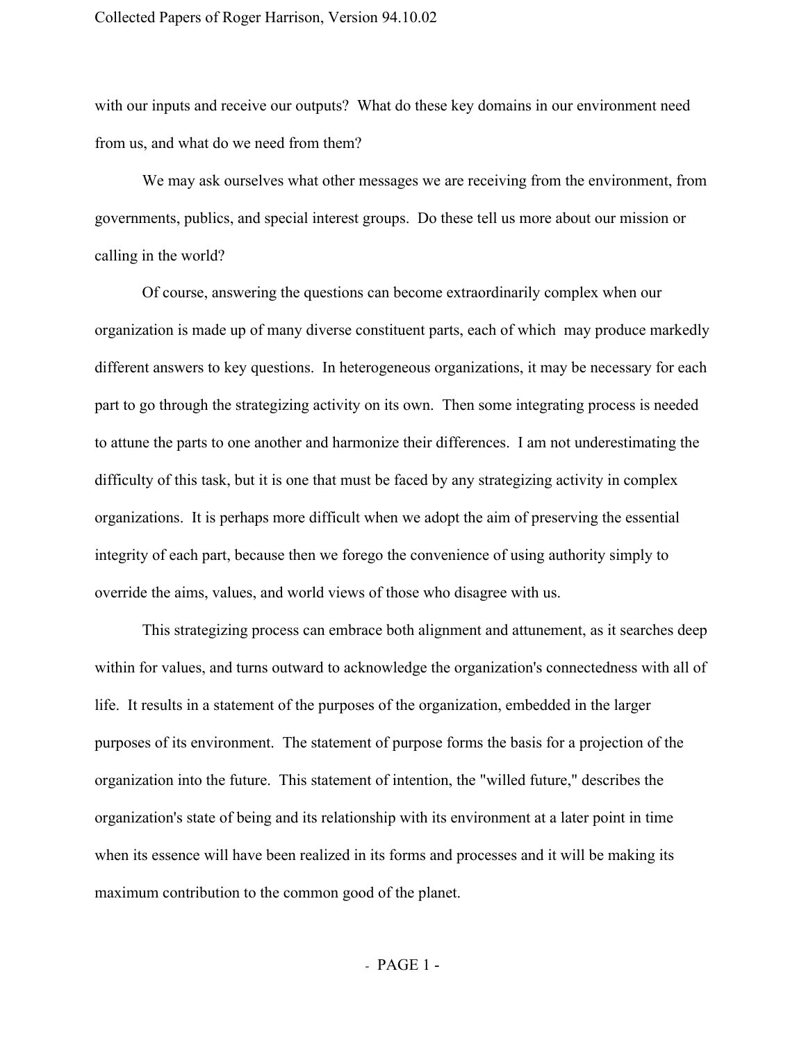with our inputs and receive our outputs? What do these key domains in our environment need from us, and what do we need from them?

We may ask ourselves what other messages we are receiving from the environment, from governments, publics, and special interest groups. Do these tell us more about our mission or calling in the world?

Of course, answering the questions can become extraordinarily complex when our organization is made up of many diverse constituent parts, each of which may produce markedly different answers to key questions. In heterogeneous organizations, it may be necessary for each part to go through the strategizing activity on its own. Then some integrating process is needed to attune the parts to one another and harmonize their differences. I am not underestimating the difficulty of this task, but it is one that must be faced by any strategizing activity in complex organizations. It is perhaps more difficult when we adopt the aim of preserving the essential integrity of each part, because then we forego the convenience of using authority simply to override the aims, values, and world views of those who disagree with us.

This strategizing process can embrace both alignment and attunement, as it searches deep within for values, and turns outward to acknowledge the organization's connectedness with all of life. It results in a statement of the purposes of the organization, embedded in the larger purposes of its environment. The statement of purpose forms the basis for a projection of the organization into the future. This statement of intention, the "willed future," describes the organization's state of being and its relationship with its environment at a later point in time when its essence will have been realized in its forms and processes and it will be making its maximum contribution to the common good of the planet.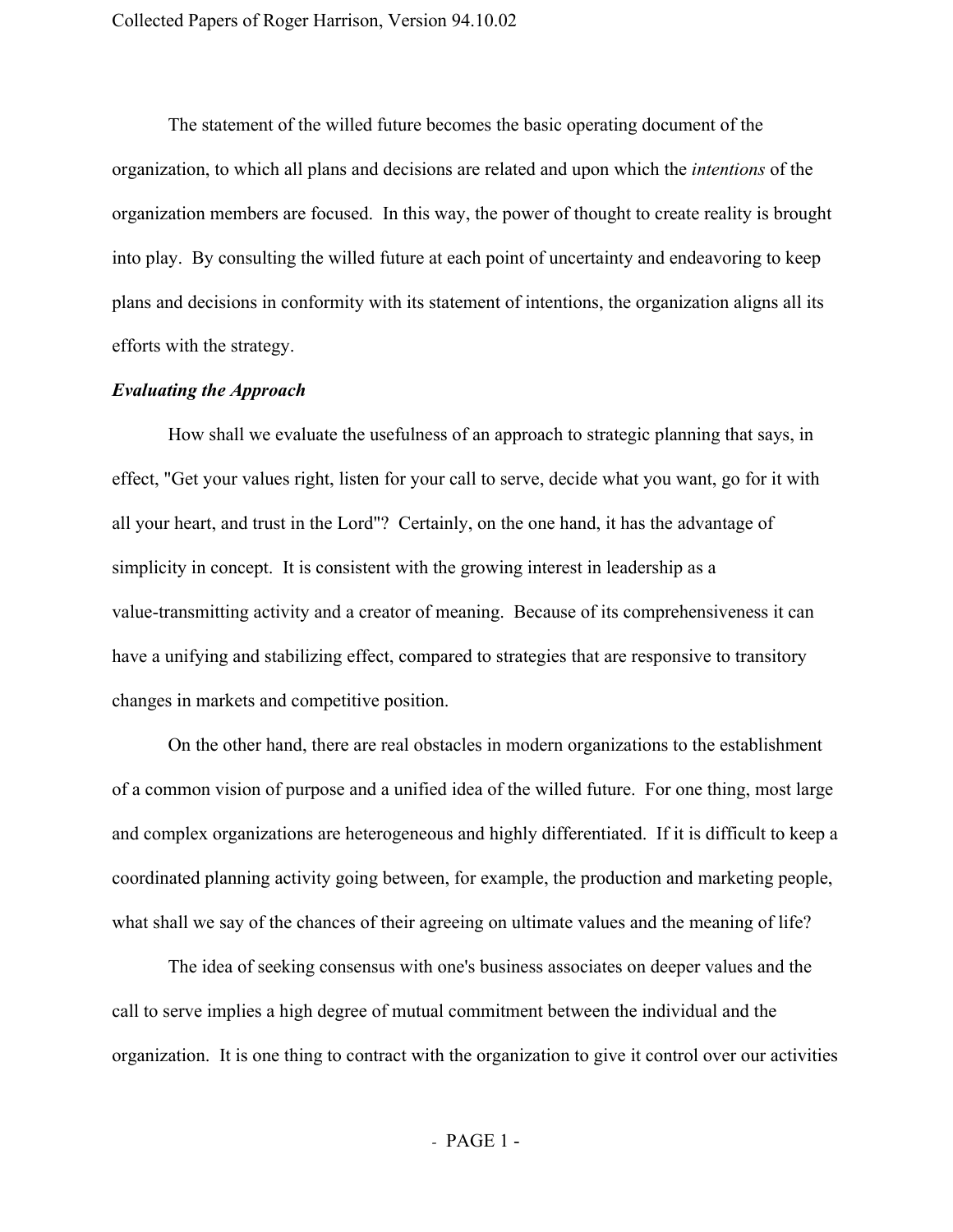The statement of the willed future becomes the basic operating document of the organization, to which all plans and decisions are related and upon which the *intentions* of the organization members are focused. In this way, the power of thought to create reality is brought into play. By consulting the willed future at each point of uncertainty and endeavoring to keep plans and decisions in conformity with its statement of intentions, the organization aligns all its efforts with the strategy.

### *Evaluating the Approach*

How shall we evaluate the usefulness of an approach to strategic planning that says, in effect, "Get your values right, listen for your call to serve, decide what you want, go for it with all your heart, and trust in the Lord"? Certainly, on the one hand, it has the advantage of simplicity in concept. It is consistent with the growing interest in leadership as a value-transmitting activity and a creator of meaning. Because of its comprehensiveness it can have a unifying and stabilizing effect, compared to strategies that are responsive to transitory changes in markets and competitive position.

On the other hand, there are real obstacles in modern organizations to the establishment of a common vision of purpose and a unified idea of the willed future. For one thing, most large and complex organizations are heterogeneous and highly differentiated. If it is difficult to keep a coordinated planning activity going between, for example, the production and marketing people, what shall we say of the chances of their agreeing on ultimate values and the meaning of life?

The idea of seeking consensus with one's business associates on deeper values and the call to serve implies a high degree of mutual commitment between the individual and the organization. It is one thing to contract with the organization to give it control over our activities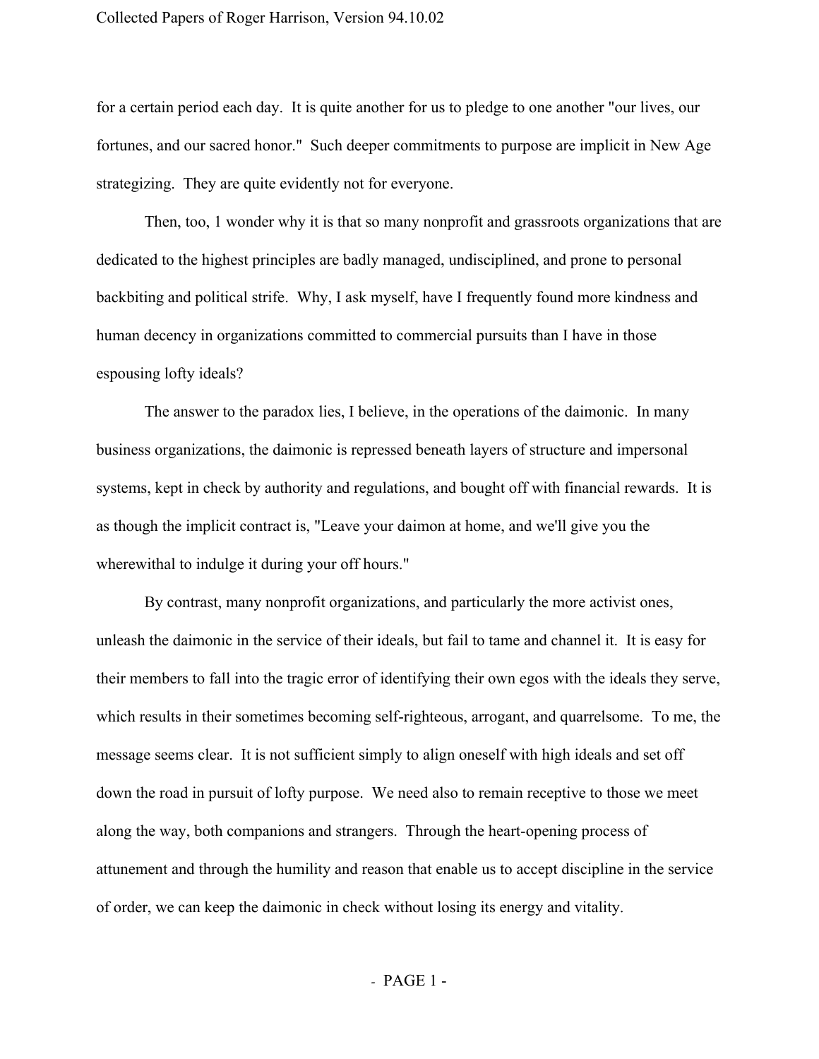for a certain period each day. It is quite another for us to pledge to one another "our lives, our fortunes, and our sacred honor." Such deeper commitments to purpose are implicit in New Age strategizing. They are quite evidently not for everyone.

Then, too, 1 wonder why it is that so many nonprofit and grassroots organizations that are dedicated to the highest principles are badly managed, undisciplined, and prone to personal backbiting and political strife. Why, I ask myself, have I frequently found more kindness and human decency in organizations committed to commercial pursuits than I have in those espousing lofty ideals?

The answer to the paradox lies, I believe, in the operations of the daimonic. In many business organizations, the daimonic is repressed beneath layers of structure and impersonal systems, kept in check by authority and regulations, and bought off with financial rewards. It is as though the implicit contract is, "Leave your daimon at home, and we'll give you the wherewithal to indulge it during your off hours."

By contrast, many nonprofit organizations, and particularly the more activist ones, unleash the daimonic in the service of their ideals, but fail to tame and channel it. It is easy for their members to fall into the tragic error of identifying their own egos with the ideals they serve, which results in their sometimes becoming self-righteous, arrogant, and quarrelsome. To me, the message seems clear. It is not sufficient simply to align oneself with high ideals and set off down the road in pursuit of lofty purpose. We need also to remain receptive to those we meet along the way, both companions and strangers. Through the heart-opening process of attunement and through the humility and reason that enable us to accept discipline in the service of order, we can keep the daimonic in check without losing its energy and vitality.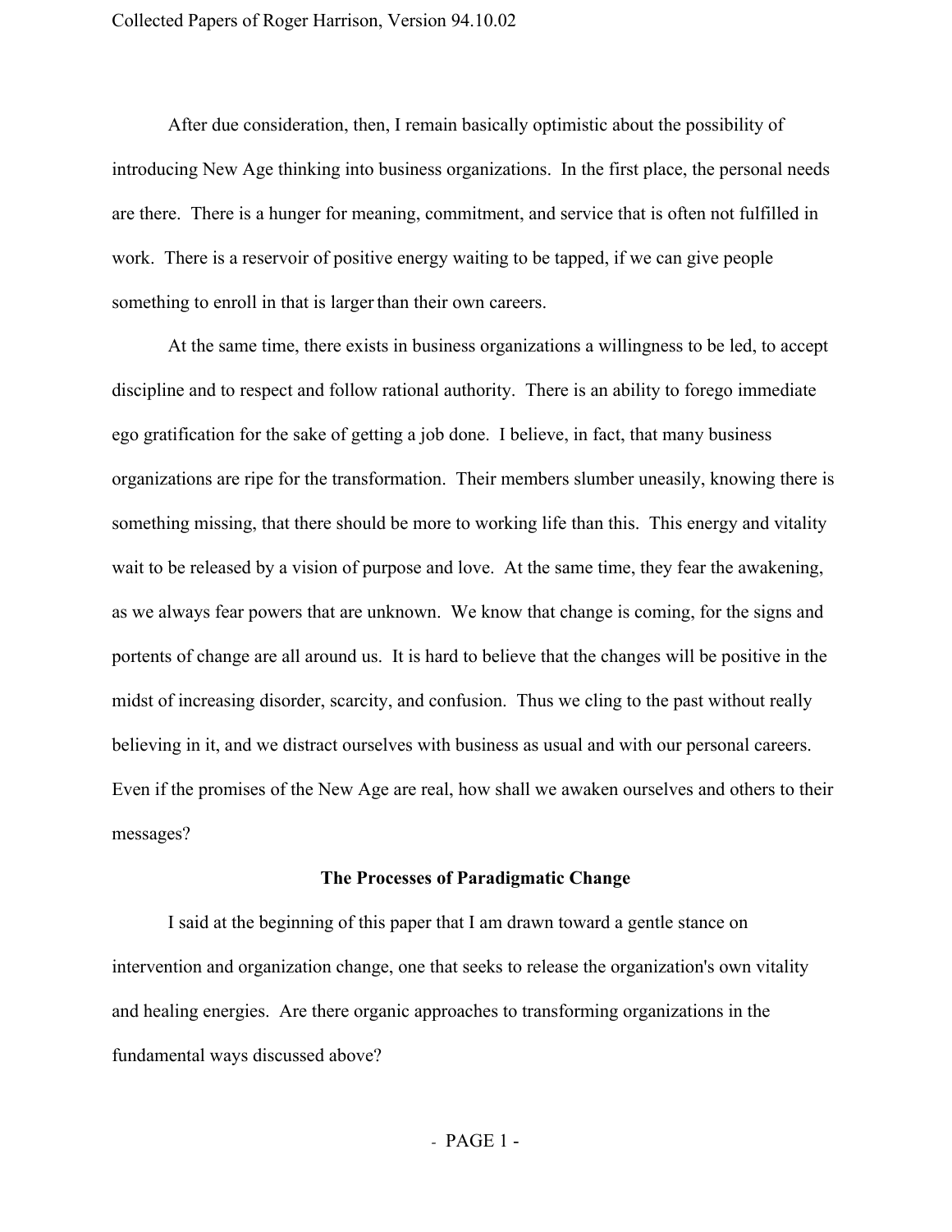After due consideration, then, I remain basically optimistic about the possibility of introducing New Age thinking into business organizations. In the first place, the personal needs are there. There is a hunger for meaning, commitment, and service that is often not fulfilled in work. There is a reservoir of positive energy waiting to be tapped, if we can give people something to enroll in that is larger than their own careers.

At the same time, there exists in business organizations a willingness to be led, to accept discipline and to respect and follow rational authority. There is an ability to forego immediate ego gratification for the sake of getting a job done. I believe, in fact, that many business organizations are ripe for the transformation. Their members slumber uneasily, knowing there is something missing, that there should be more to working life than this. This energy and vitality wait to be released by a vision of purpose and love. At the same time, they fear the awakening, as we always fear powers that are unknown. We know that change is coming, for the signs and portents of change are all around us. It is hard to believe that the changes will be positive in the midst of increasing disorder, scarcity, and confusion. Thus we cling to the past without really believing in it, and we distract ourselves with business as usual and with our personal careers. Even if the promises of the New Age are real, how shall we awaken ourselves and others to their messages?

## The Processes of Paradigmatic Change

I said at the beginning of this paper that I am drawn toward a gentle stance on intervention and organization change, one that seeks to release the organization's own vitality and healing energies. Are there organic approaches to transforming organizations in the fundamental ways discussed above?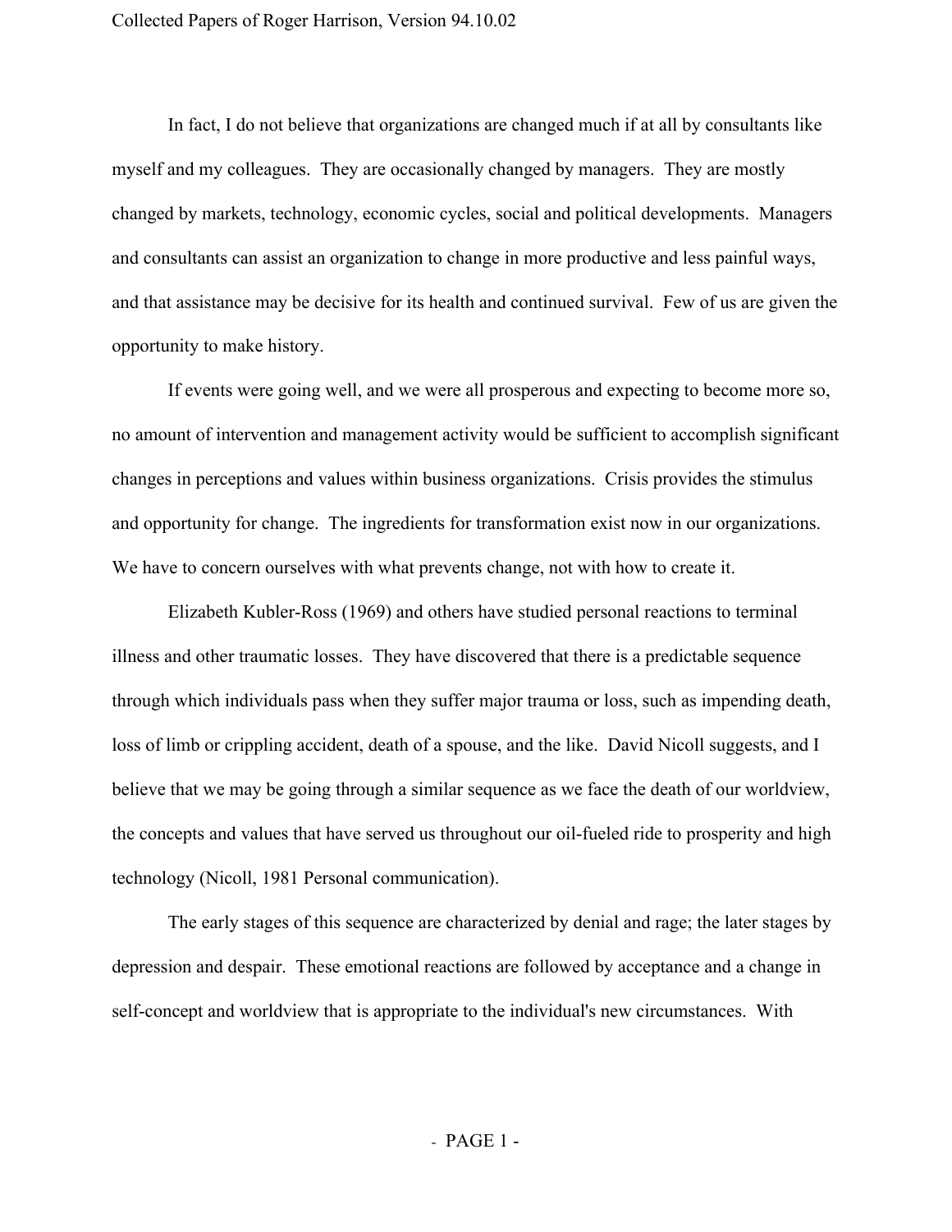In fact, I do not believe that organizations are changed much if at all by consultants like myself and my colleagues. They are occasionally changed by managers. They are mostly changed by markets, technology, economic cycles, social and political developments. Managers and consultants can assist an organization to change in more productive and less painful ways, and that assistance may be decisive for its health and continued survival. Few of us are given the opportunity to make history.

If events were going well, and we were all prosperous and expecting to become more so, no amount of intervention and management activity would be sufficient to accomplish significant changes in perceptions and values within business organizations. Crisis provides the stimulus and opportunity for change. The ingredients for transformation exist now in our organizations. We have to concern ourselves with what prevents change, not with how to create it.

Elizabeth Kubler-Ross (1969) and others have studied personal reactions to terminal illness and other traumatic losses. They have discovered that there is a predictable sequence through which individuals pass when they suffer major trauma or loss, such as impending death, loss of limb or crippling accident, death of a spouse, and the like. David Nicoll suggests, and I believe that we may be going through a similar sequence as we face the death of our worldview, the concepts and values that have served us throughout our oil-fueled ride to prosperity and high technology (Nicoll, 1981 Personal communication).

The early stages of this sequence are characterized by denial and rage; the later stages by depression and despair. These emotional reactions are followed by acceptance and a change in self-concept and worldview that is appropriate to the individual's new circumstances. With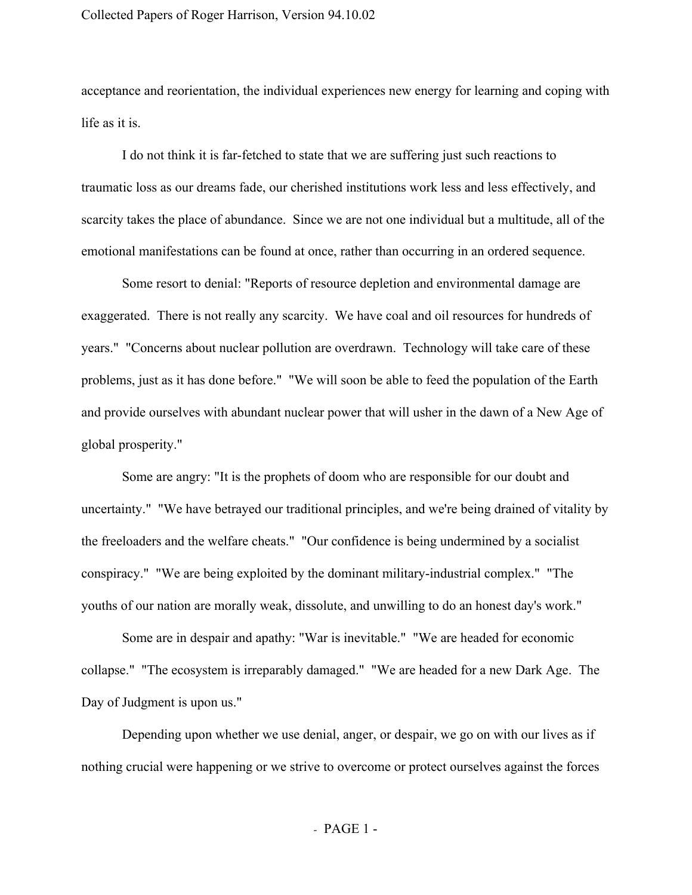acceptance and reorientation, the individual experiences new energy for learning and coping with life as it is.

I do not think it is far-fetched to state that we are suffering just such reactions to traumatic loss as our dreams fade, our cherished institutions work less and less effectively, and scarcity takes the place of abundance. Since we are not one individual but a multitude, all of the emotional manifestations can be found at once, rather than occurring in an ordered sequence.

Some resort to denial: "Reports of resource depletion and environmental damage are exaggerated. There is not really any scarcity. We have coal and oil resources for hundreds of years." "Concerns about nuclear pollution are overdrawn. Technology will take care of these problems, just as it has done before." "We will soon be able to feed the population of the Earth and provide ourselves with abundant nuclear power that will usher in the dawn of a New Age of global prosperity."

Some are angry: "It is the prophets of doom who are responsible for our doubt and uncertainty." "We have betrayed our traditional principles, and we're being drained of vitality by the freeloaders and the welfare cheats." "Our confidence is being undermined by a socialist conspiracy." "We are being exploited by the dominant military-industrial complex." "The youths of our nation are morally weak, dissolute, and unwilling to do an honest day's work."

Some are in despair and apathy: "War is inevitable." "We are headed for economic collapse." "The ecosystem is irreparably damaged." "We are headed for a new Dark Age. The Day of Judgment is upon us."

Depending upon whether we use denial, anger, or despair, we go on with our lives as if nothing crucial were happening or we strive to overcome or protect ourselves against the forces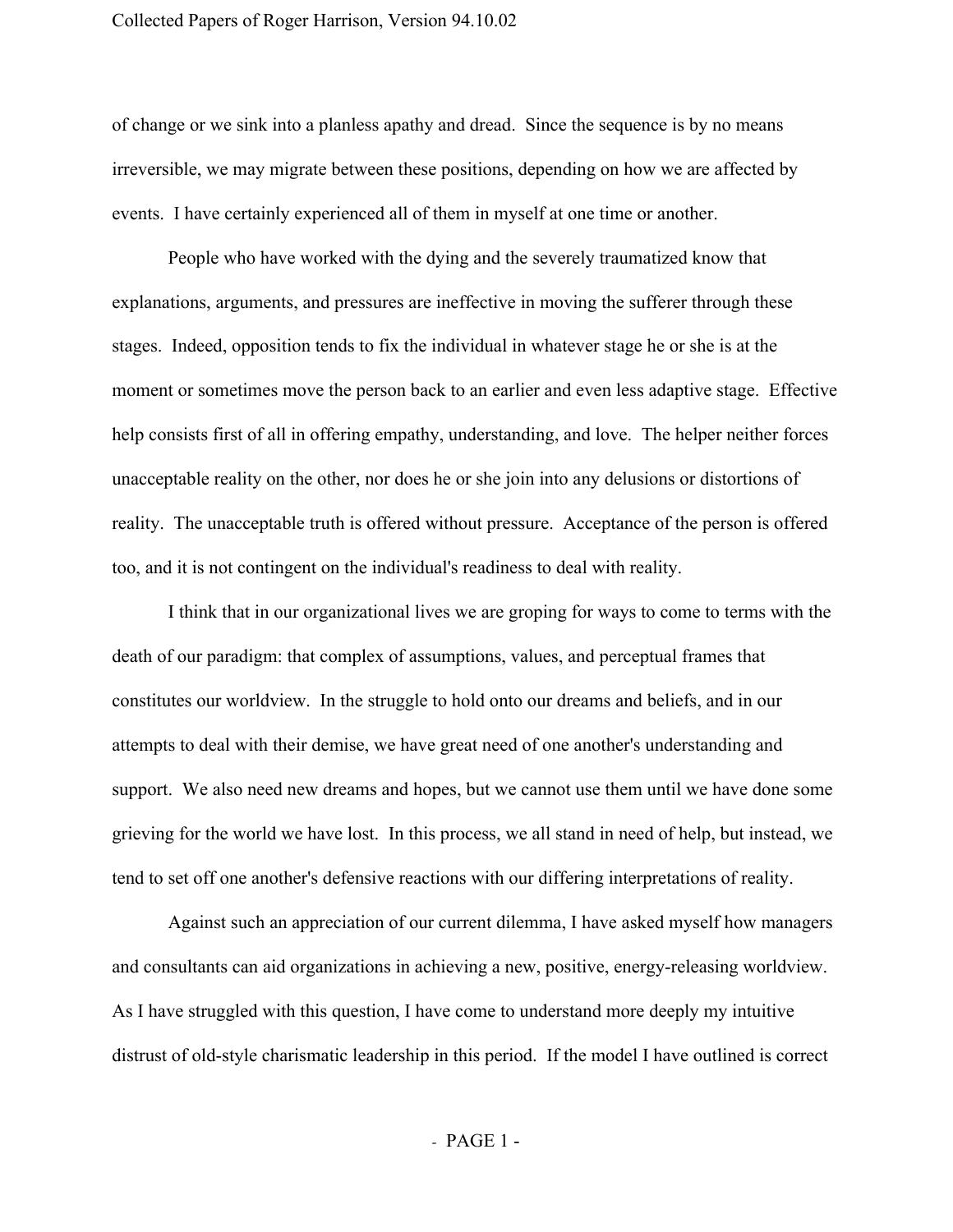of change or we sink into a planless apathy and dread. Since the sequence is by no means irreversible, we may migrate between these positions, depending on how we are affected by events. I have certainly experienced all of them in myself at one time or another.

People who have worked with the dying and the severely traumatized know that explanations, arguments, and pressures are ineffective in moving the sufferer through these stages. Indeed, opposition tends to fix the individual in whatever stage he or she is at the moment or sometimes move the person back to an earlier and even less adaptive stage. Effective help consists first of all in offering empathy, understanding, and love. The helper neither forces unacceptable reality on the other, nor does he or she join into any delusions or distortions of reality. The unacceptable truth is offered without pressure. Acceptance of the person is offered too, and it is not contingent on the individual's readiness to deal with reality.

I think that in our organizational lives we are groping for ways to come to terms with the death of our paradigm: that complex of assumptions, values, and perceptual frames that constitutes our worldview. In the struggle to hold onto our dreams and beliefs, and in our attempts to deal with their demise, we have great need of one another's understanding and support. We also need new dreams and hopes, but we cannot use them until we have done some grieving for the world we have lost. In this process, we all stand in need of help, but instead, we tend to set off one another's defensive reactions with our differing interpretations of reality.

Against such an appreciation of our current dilemma, I have asked myself how managers and consultants can aid organizations in achieving a new, positive, energy-releasing worldview. As I have struggled with this question, I have come to understand more deeply my intuitive distrust of old-style charismatic leadership in this period. If the model I have outlined is correct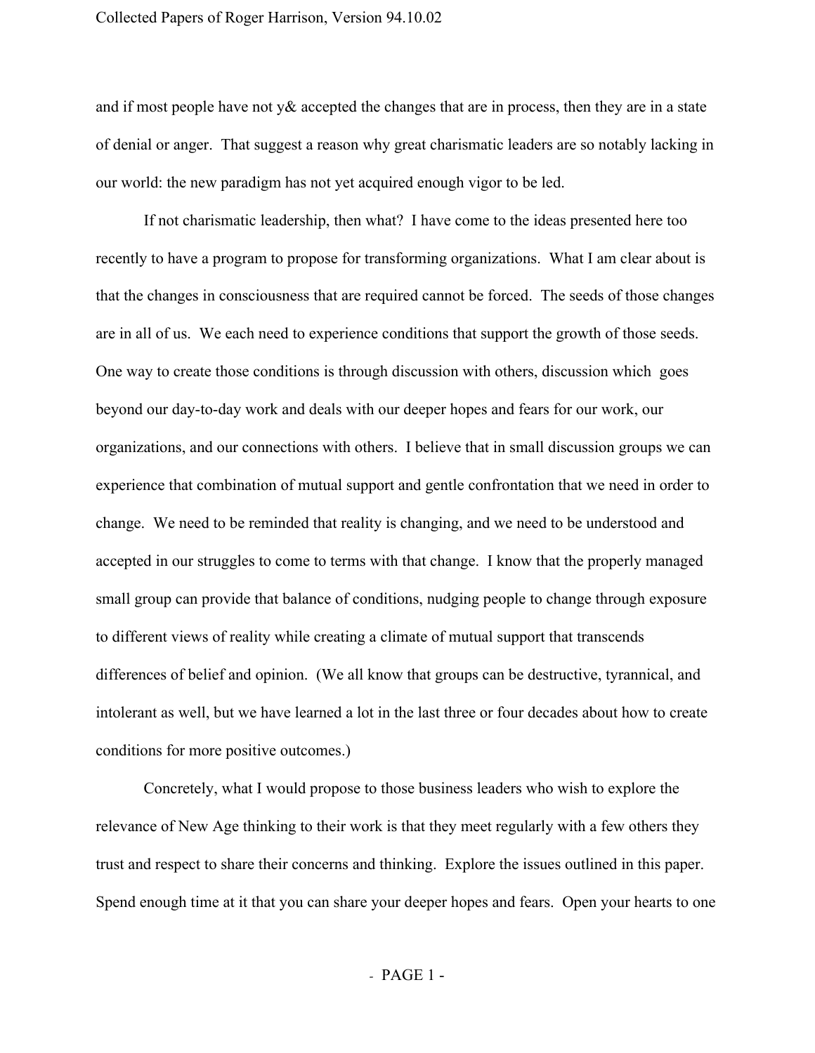and if most people have not y& accepted the changes that are in process, then they are in a state of denial or anger. That suggest a reason why great charismatic leaders are so notably lacking in our world: the new paradigm has not yet acquired enough vigor to be led.

If not charismatic leadership, then what? I have come to the ideas presented here too recently to have a program to propose for transforming organizations. What I am clear about is that the changes in consciousness that are required cannot be forced. The seeds of those changes are in all of us. We each need to experience conditions that support the growth of those seeds. One way to create those conditions is through discussion with others, discussion which goes beyond our day-to-day work and deals with our deeper hopes and fears for our work, our organizations, and our connections with others. I believe that in small discussion groups we can experience that combination of mutual support and gentle confrontation that we need in order to change. We need to be reminded that reality is changing, and we need to be understood and accepted in our struggles to come to terms with that change. I know that the properly managed small group can provide that balance of conditions, nudging people to change through exposure to different views of reality while creating a climate of mutual support that transcends differences of belief and opinion. (We all know that groups can be destructive, tyrannical, and intolerant as well, but we have learned a lot in the last three or four decades about how to create conditions for more positive outcomes.)

Concretely, what I would propose to those business leaders who wish to explore the relevance of New Age thinking to their work is that they meet regularly with a few others they trust and respect to share their concerns and thinking. Explore the issues outlined in this paper. Spend enough time at it that you can share your deeper hopes and fears. Open your hearts to one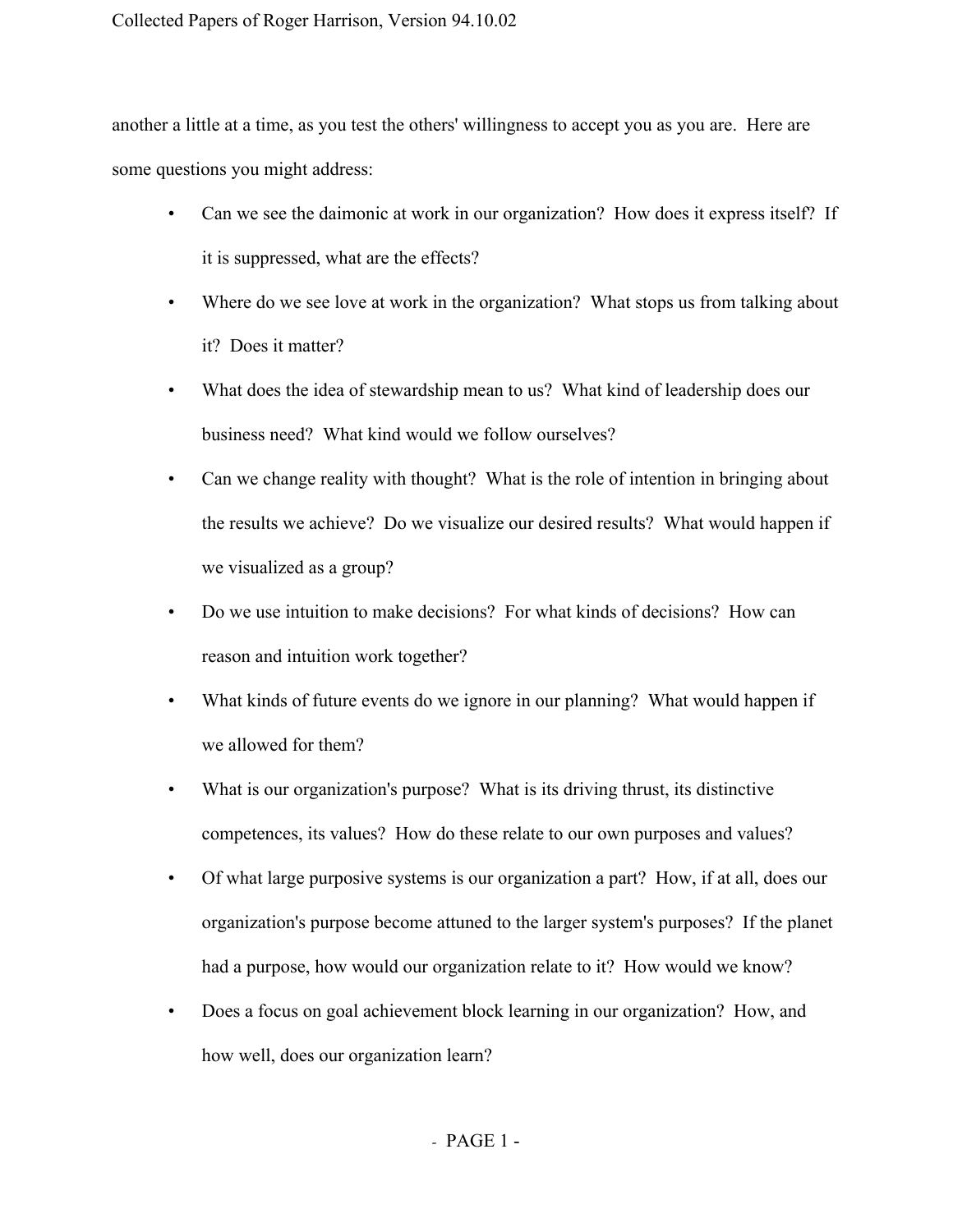another a little at a time, as you test the others' willingness to accept you as you are. Here are some questions you might address:

- Can we see the daimonic at work in our organization? How does it express itself? If it is suppressed, what are the effects?
- Where do we see love at work in the organization? What stops us from talking about it? Does it matter?
- What does the idea of stewardship mean to us? What kind of leadership does our business need? What kind would we follow ourselves?
- Can we change reality with thought? What is the role of intention in bringing about the results we achieve? Do we visualize our desired results? What would happen if we visualized as a group?
- Do we use intuition to make decisions? For what kinds of decisions? How can reason and intuition work together?
- What kinds of future events do we ignore in our planning? What would happen if we allowed for them?
- What is our organization's purpose? What is its driving thrust, its distinctive competences, its values? How do these relate to our own purposes and values?
- Of what large purposive systems is our organization a part? How, if at all, does our organization's purpose become attuned to the larger system's purposes? If the planet had a purpose, how would our organization relate to it? How would we know?
- Does a focus on goal achievement block learning in our organization? How, and how well, does our organization learn?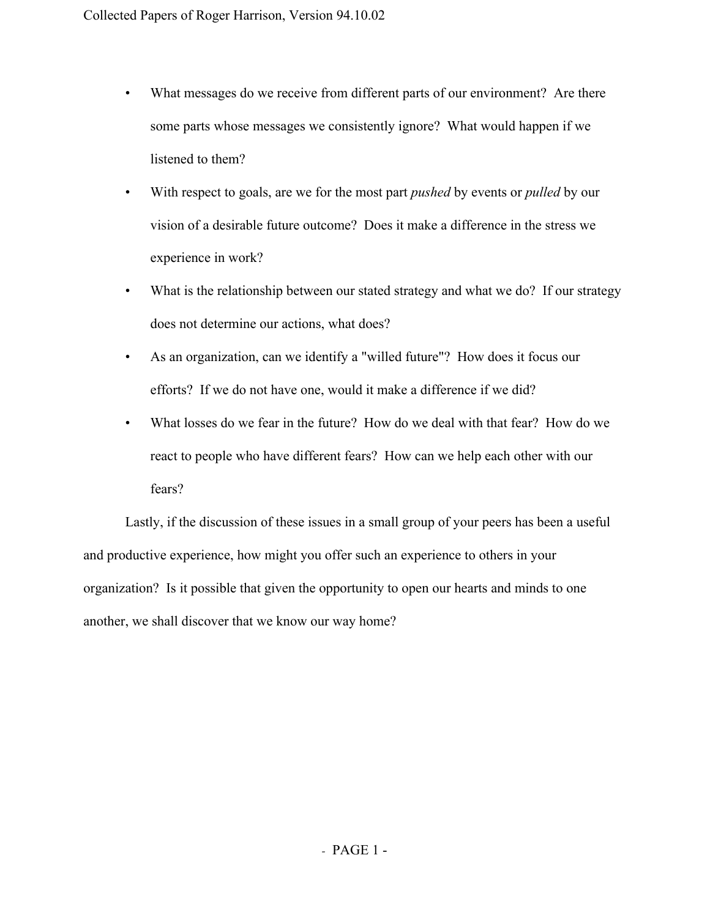- What messages do we receive from different parts of our environment? Are there some parts whose messages we consistently ignore? What would happen if we listened to them?
- With respect to goals, are we for the most part *pushed* by events or *pulled* by our vision of a desirable future outcome? Does it make a difference in the stress we experience in work?
- What is the relationship between our stated strategy and what we do? If our strategy does not determine our actions, what does?
- As an organization, can we identify a "willed future"? How does it focus our efforts? If we do not have one, would it make a difference if we did?
- What losses do we fear in the future? How do we deal with that fear? How do we react to people who have different fears? How can we help each other with our fears?

Lastly, if the discussion of these issues in a small group of your peers has been a useful and productive experience, how might you offer such an experience to others in your organization? Is it possible that given the opportunity to open our hearts and minds to one another, we shall discover that we know our way home?